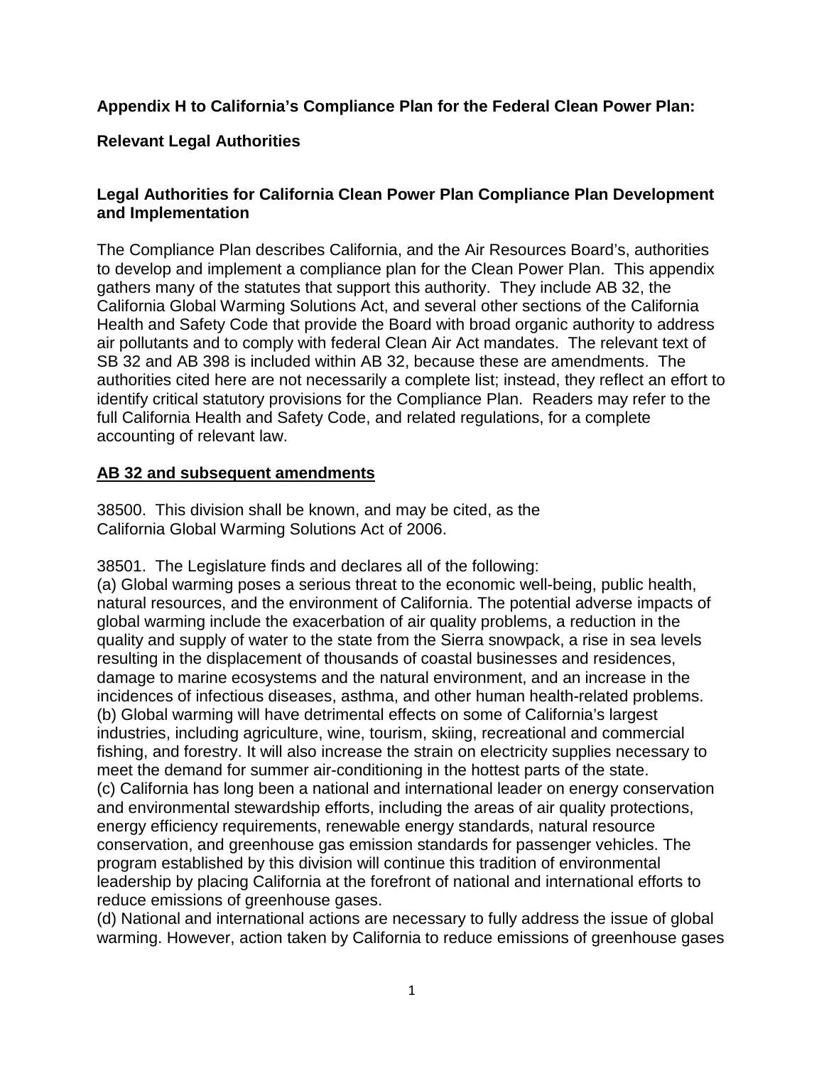**Appendix H to California's Compliance Plan for the Federal Clean Power Plan:**

**Relevant Legal Authorities**

**Legal Authorities for California Clean Power Plan Compliance Plan Development and Implementation**

The Compliance Plan describes California, and the Air Resources Board's, authorities to develop and implement a compliance plan for the Clean Power Plan. This appendix gathers many of the statutes that support this authority. They include AB 32, the California Global Warming Solutions Act, and several other sections of the California Health and Safety Code that provide the Board with broad organic authority to address air pollutants and to comply with federal Clean Air Act mandates. The relevant text of SB 32 and AB 398 is included within AB 32, because these are amendments. The authorities cited here are not necessarily a complete list; instead, they reflect an effort to identify critical statutory provisions for the Compliance Plan. Readers may refer to the full California Health and Safety Code, and related regulations, for a complete accounting of relevant law.

**AB 32 and subsequent amendments**

38500. This division shall be known, and may be cited, as the California Global Warming Solutions Act of 2006.

38501. The Legislature finds and declares all of the following:

(a) Global warming poses a serious threat to the economic well-being, public health, natural resources, and the environment of California. The potential adverse impacts of global warming include the exacerbation of air quality problems, a reduction in the quality and supply of water to the state from the Sierra snowpack, a rise in sea levels resulting in the displacement of thousands of coastal businesses and residences, damage to marine ecosystems and the natural environment, and an increase in the incidences of infectious diseases, asthma, and other human health-related problems.

(b) Global warming will have detrimental effects on some of California's largest industries, including agriculture, wine, tourism, skiing, recreational and commercial fishing, and forestry. It will also increase the strain on electricity supplies necessary to meet the demand for summer air-conditioning in the hottest parts of the state.

(c) California has long been a national and international leader on energy conservation and environmental stewardship efforts, including the areas of air quality protections, energy efficiency requirements, renewable energy standards, natural resource conservation, and greenhouse gas emission standards for passenger vehicles. The program established by this division will continue this tradition of environmental leadership by placing California at the forefront of national and international efforts to reduce emissions of greenhouse gases.

(d) National and international actions are necessary to fully address the issue of global warming. However, action taken by California to reduce emissions of greenhouse gases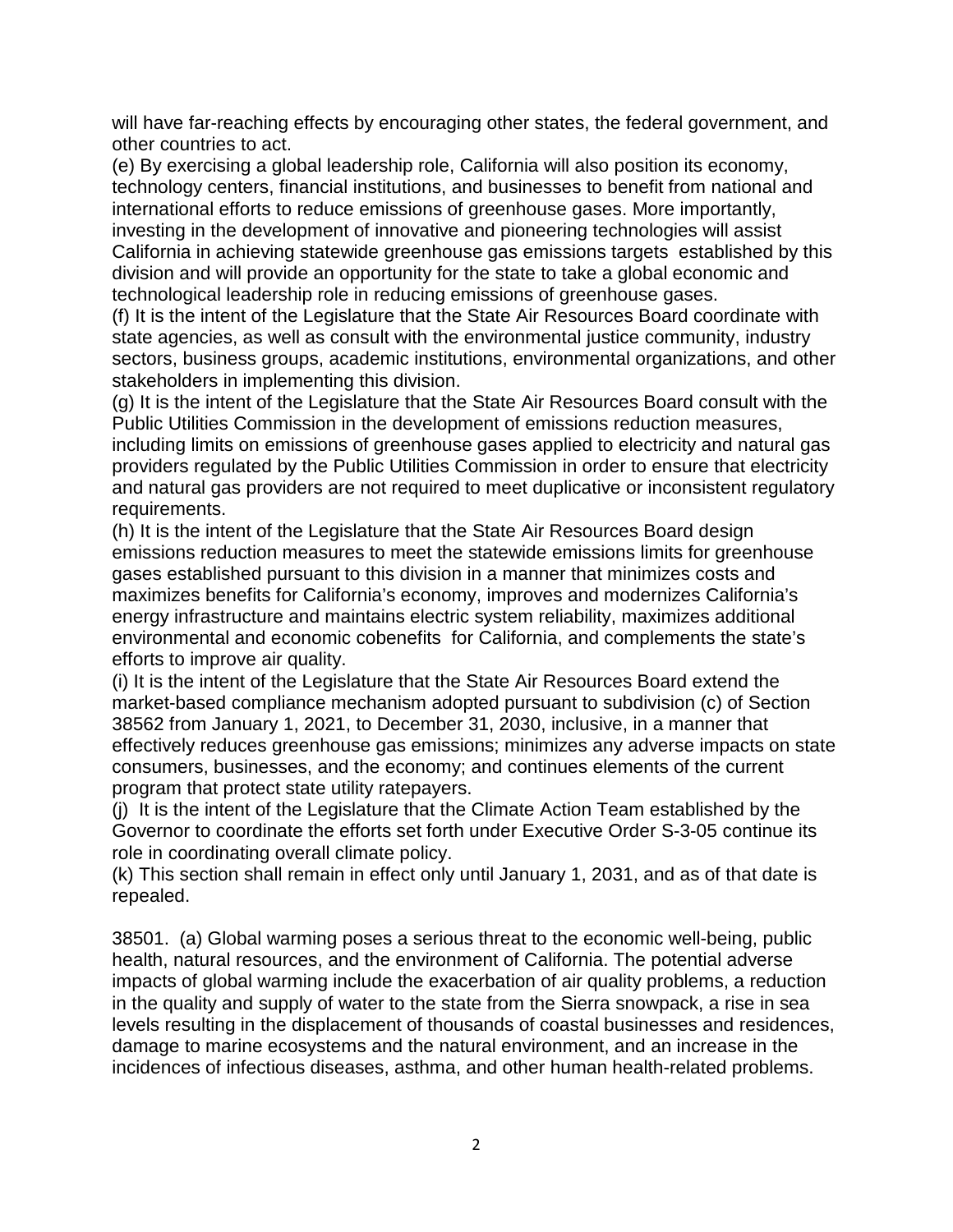will have far-reaching effects by encouraging other states, the federal government, and other countries to act.

(e) By exercising a global leadership role, California will also position its economy, technology centers, financial institutions, and businesses to benefit from national and international efforts to reduce emissions of greenhouse gases. More importantly, investing in the development of innovative and pioneering technologies will assist California in achieving statewide greenhouse gas emissions targets established by this division and will provide an opportunity for the state to take a global economic and technological leadership role in reducing emissions of greenhouse gases.

(f) It is the intent of the Legislature that the State Air Resources Board coordinate with state agencies, as well as consult with the environmental justice community, industry sectors, business groups, academic institutions, environmental organizations, and other stakeholders in implementing this division.

(g) It is the intent of the Legislature that the State Air Resources Board consult with the Public Utilities Commission in the development of emissions reduction measures, including limits on emissions of greenhouse gases applied to electricity and natural gas providers regulated by the Public Utilities Commission in order to ensure that electricity and natural gas providers are not required to meet duplicative or inconsistent regulatory requirements.

(h) It is the intent of the Legislature that the State Air Resources Board design emissions reduction measures to meet the statewide emissions limits for greenhouse gases established pursuant to this division in a manner that minimizes costs and maximizes benefits for California's economy, improves and modernizes California's energy infrastructure and maintains electric system reliability, maximizes additional environmental and economic cobenefits for California, and complements the state's efforts to improve air quality.

(i) It is the intent of the Legislature that the State Air Resources Board extend the market-based compliance mechanism adopted pursuant to subdivision (c) of Section 38562 from January 1, 2021, to December 31, 2030, inclusive, in a manner that effectively reduces greenhouse gas emissions; minimizes any adverse impacts on state consumers, businesses, and the economy; and continues elements of the current program that protect state utility ratepayers.

(j) It is the intent of the Legislature that the Climate Action Team established by the Governor to coordinate the efforts set forth under Executive Order S-3-05 continue its role in coordinating overall climate policy.

(k) This section shall remain in effect only until January 1, 2031, and as of that date is repealed.

38501. (a) Global warming poses a serious threat to the economic well-being, public health, natural resources, and the environment of California. The potential adverse impacts of global warming include the exacerbation of air quality problems, a reduction in the quality and supply of water to the state from the Sierra snowpack, a rise in sea levels resulting in the displacement of thousands of coastal businesses and residences, damage to marine ecosystems and the natural environment, and an increase in the incidences of infectious diseases, asthma, and other human health-related problems.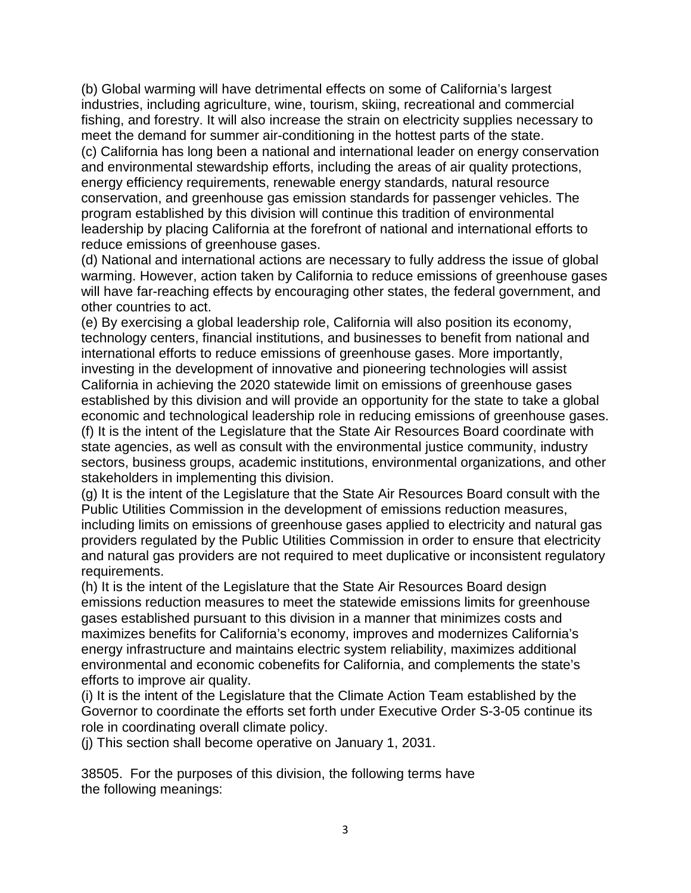(b) Global warming will have detrimental effects on some of California's largest industries, including agriculture, wine, tourism, skiing, recreational and commercial fishing, and forestry. It will also increase the strain on electricity supplies necessary to meet the demand for summer air-conditioning in the hottest parts of the state.

(c) California has long been a national and international leader on energy conservation and environmental stewardship efforts, including the areas of air quality protections, energy efficiency requirements, renewable energy standards, natural resource conservation, and greenhouse gas emission standards for passenger vehicles. The program established by this division will continue this tradition of environmental leadership by placing California at the forefront of national and international efforts to reduce emissions of greenhouse gases.

(d) National and international actions are necessary to fully address the issue of global warming. However, action taken by California to reduce emissions of greenhouse gases will have far-reaching effects by encouraging other states, the federal government, and other countries to act.

(e) By exercising a global leadership role, California will also position its economy, technology centers, financial institutions, and businesses to benefit from national and international efforts to reduce emissions of greenhouse gases. More importantly, investing in the development of innovative and pioneering technologies will assist California in achieving the 2020 statewide limit on emissions of greenhouse gases established by this division and will provide an opportunity for the state to take a global economic and technological leadership role in reducing emissions of greenhouse gases.

(f) It is the intent of the Legislature that the State Air Resources Board coordinate with state agencies, as well as consult with the environmental justice community, industry sectors, business groups, academic institutions, environmental organizations, and other stakeholders in implementing this division.

(g) It is the intent of the Legislature that the State Air Resources Board consult with the Public Utilities Commission in the development of emissions reduction measures, including limits on emissions of greenhouse gases applied to electricity and natural gas providers regulated by the Public Utilities Commission in order to ensure that electricity and natural gas providers are not required to meet duplicative or inconsistent regulatory requirements.

(h) It is the intent of the Legislature that the State Air Resources Board design emissions reduction measures to meet the statewide emissions limits for greenhouse gases established pursuant to this division in a manner that minimizes costs and maximizes benefits for California's economy, improves and modernizes California's energy infrastructure and maintains electric system reliability, maximizes additional environmental and economic cobenefits for California, and complements the state's efforts to improve air quality.

(i) It is the intent of the Legislature that the Climate Action Team established by the Governor to coordinate the efforts set forth under Executive Order S-3-05 continue its role in coordinating overall climate policy.

(j) This section shall become operative on January 1, 2031.

38505. For the purposes of this division, the following terms have the following meanings: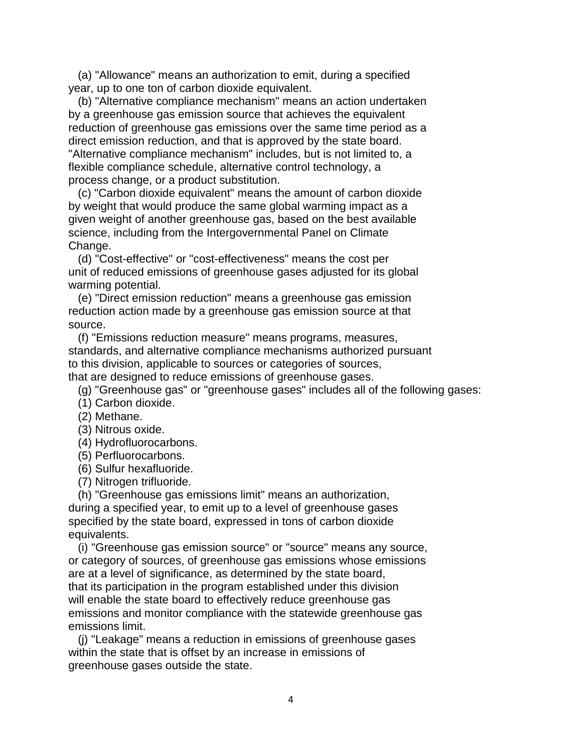(a) "Allowance" means an authorization to emit, during a specified year, up to one ton of carbon dioxide equivalent.

(b) "Alternative compliance mechanism" means an action undertaken by a greenhouse gas emission source that achieves the equivalent reduction of greenhouse gas emissions over the same time period as a direct emission reduction, and that is approved by the state board. "Alternative compliance mechanism" includes, but is not limited to, a flexible compliance schedule, alternative control technology, a process change, or a product substitution.

(c) "Carbon dioxide equivalent" means the amount of carbon dioxide by weight that would produce the same global warming impact as a given weight of another greenhouse gas, based on the best available science, including from the Intergovernmental Panel on Climate Change.

(d) "Cost-effective" or "cost-effectiveness" means the cost per unit of reduced emissions of greenhouse gases adjusted for its global warming potential.

(e) "Direct emission reduction" means a greenhouse gas emission reduction action made by a greenhouse gas emission source at that source.

(f) "Emissions reduction measure" means programs, measures, standards, and alternative compliance mechanisms authorized pursuant to this division, applicable to sources or categories of sources, that are designed to reduce emissions of greenhouse gases.

(g) "Greenhouse gas" or "greenhouse gases" includes all of the following gases:

(1) Carbon dioxide.

(2) Methane.

(3) Nitrous oxide.

(4) Hydrofluorocarbons.

(5) Perfluorocarbons.

(6) Sulfur hexafluoride.

(7) Nitrogen trifluoride.

(h) "Greenhouse gas emissions limit" means an authorization, during a specified year, to emit up to a level of greenhouse gases specified by the state board, expressed in tons of carbon dioxide equivalents.

(i) "Greenhouse gas emission source" or "source" means any source, or category of sources, of greenhouse gas emissions whose emissions are at a level of significance, as determined by the state board, that its participation in the program established under this division will enable the state board to effectively reduce greenhouse gas emissions and monitor compliance with the statewide greenhouse gas emissions limit.

(j) "Leakage" means a reduction in emissions of greenhouse gases within the state that is offset by an increase in emissions of greenhouse gases outside the state.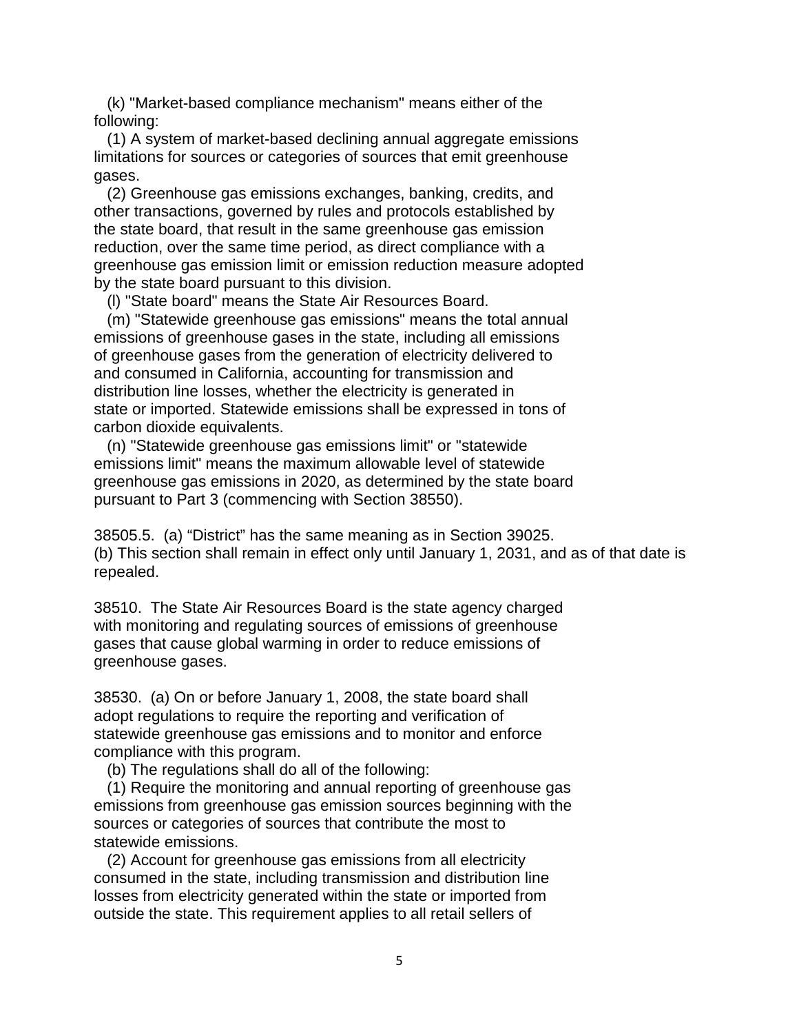(k) "Market-based compliance mechanism" means either of the following:

(1) A system of market-based declining annual aggregate emissions limitations for sources or categories of sources that emit greenhouse gases.

(2) Greenhouse gas emissions exchanges, banking, credits, and other transactions, governed by rules and protocols established by the state board, that result in the same greenhouse gas emission reduction, over the same time period, as direct compliance with a greenhouse gas emission limit or emission reduction measure adopted by the state board pursuant to this division.

(l) "State board" means the State Air Resources Board.

(m) "Statewide greenhouse gas emissions" means the total annual emissions of greenhouse gases in the state, including all emissions of greenhouse gases from the generation of electricity delivered to and consumed in California, accounting for transmission and distribution line losses, whether the electricity is generated in state or imported. Statewide emissions shall be expressed in tons of carbon dioxide equivalents.

(n) "Statewide greenhouse gas emissions limit" or "statewide emissions limit" means the maximum allowable level of statewide greenhouse gas emissions in 2020, as determined by the state board pursuant to Part 3 (commencing with Section 38550).

38505.5. (a) “District” has the same meaning as in Section 39025.
(b) This section shall remain in effect only until January 1, 2031, and as of that date is repealed.

38510. The State Air Resources Board is the state agency charged with monitoring and regulating sources of emissions of greenhouse gases that cause global warming in order to reduce emissions of greenhouse gases.

38530. (a) On or before January 1, 2008, the state board shall adopt regulations to require the reporting and verification of statewide greenhouse gas emissions and to monitor and enforce compliance with this program.

(b) The regulations shall do all of the following:

(1) Require the monitoring and annual reporting of greenhouse gas emissions from greenhouse gas emission sources beginning with the sources or categories of sources that contribute the most to statewide emissions.

(2) Account for greenhouse gas emissions from all electricity consumed in the state, including transmission and distribution line losses from electricity generated within the state or imported from outside the state. This requirement applies to all retail sellers of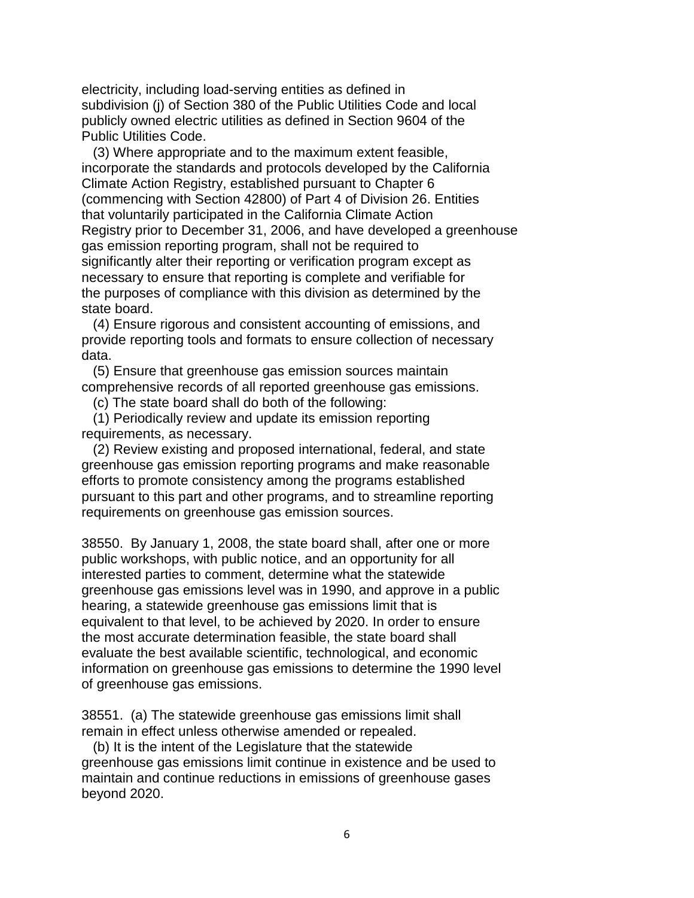electricity, including load-serving entities as defined in subdivision (j) of Section 380 of the Public Utilities Code and local publicly owned electric utilities as defined in Section 9604 of the Public Utilities Code.

(3) Where appropriate and to the maximum extent feasible, incorporate the standards and protocols developed by the California Climate Action Registry, established pursuant to Chapter 6 (commencing with Section 42800) of Part 4 of Division 26. Entities that voluntarily participated in the California Climate Action Registry prior to December 31, 2006, and have developed a greenhouse gas emission reporting program, shall not be required to significantly alter their reporting or verification program except as necessary to ensure that reporting is complete and verifiable for the purposes of compliance with this division as determined by the state board.

(4) Ensure rigorous and consistent accounting of emissions, and provide reporting tools and formats to ensure collection of necessary data.

(5) Ensure that greenhouse gas emission sources maintain comprehensive records of all reported greenhouse gas emissions.

(c) The state board shall do both of the following:

(1) Periodically review and update its emission reporting requirements, as necessary.

(2) Review existing and proposed international, federal, and state greenhouse gas emission reporting programs and make reasonable efforts to promote consistency among the programs established pursuant to this part and other programs, and to streamline reporting requirements on greenhouse gas emission sources.

38550. By January 1, 2008, the state board shall, after one or more public workshops, with public notice, and an opportunity for all interested parties to comment, determine what the statewide greenhouse gas emissions level was in 1990, and approve in a public hearing, a statewide greenhouse gas emissions limit that is equivalent to that level, to be achieved by 2020. In order to ensure the most accurate determination feasible, the state board shall evaluate the best available scientific, technological, and economic information on greenhouse gas emissions to determine the 1990 level of greenhouse gas emissions.

38551. (a) The statewide greenhouse gas emissions limit shall remain in effect unless otherwise amended or repealed.

(b) It is the intent of the Legislature that the statewide greenhouse gas emissions limit continue in existence and be used to maintain and continue reductions in emissions of greenhouse gases beyond 2020.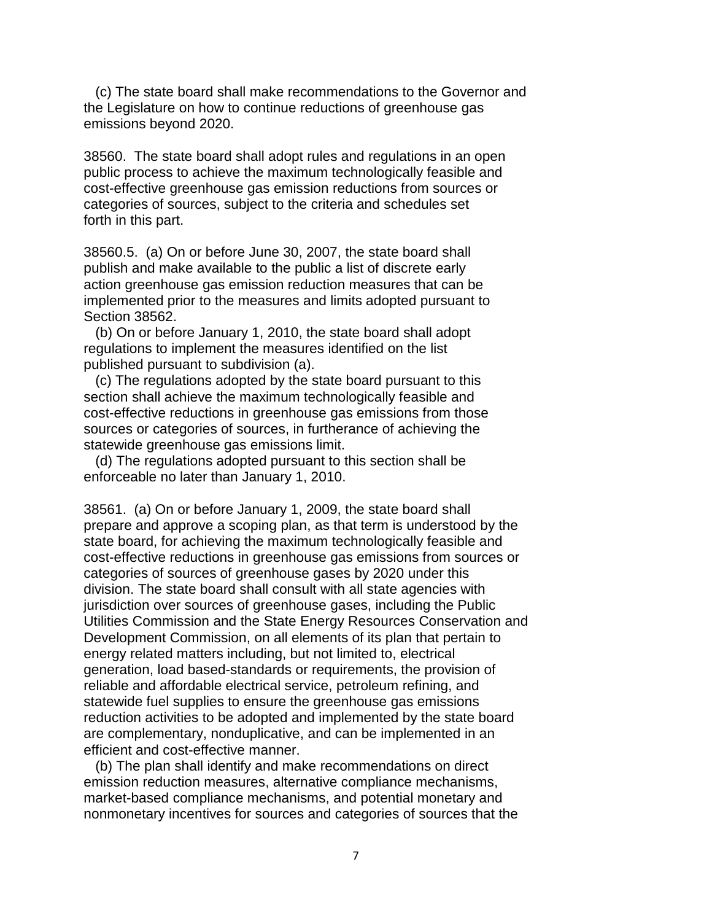(c) The state board shall make recommendations to the Governor and the Legislature on how to continue reductions of greenhouse gas emissions beyond 2020.

38560. The state board shall adopt rules and regulations in an open public process to achieve the maximum technologically feasible and cost-effective greenhouse gas emission reductions from sources or categories of sources, subject to the criteria and schedules set forth in this part.

38560.5. (a) On or before June 30, 2007, the state board shall publish and make available to the public a list of discrete early action greenhouse gas emission reduction measures that can be implemented prior to the measures and limits adopted pursuant to Section 38562.

(b) On or before January 1, 2010, the state board shall adopt regulations to implement the measures identified on the list published pursuant to subdivision (a).

(c) The regulations adopted by the state board pursuant to this section shall achieve the maximum technologically feasible and cost-effective reductions in greenhouse gas emissions from those sources or categories of sources, in furtherance of achieving the statewide greenhouse gas emissions limit.

(d) The regulations adopted pursuant to this section shall be enforceable no later than January 1, 2010.

38561. (a) On or before January 1, 2009, the state board shall prepare and approve a scoping plan, as that term is understood by the state board, for achieving the maximum technologically feasible and cost-effective reductions in greenhouse gas emissions from sources or categories of sources of greenhouse gases by 2020 under this division. The state board shall consult with all state agencies with jurisdiction over sources of greenhouse gases, including the Public Utilities Commission and the State Energy Resources Conservation and Development Commission, on all elements of its plan that pertain to energy related matters including, but not limited to, electrical generation, load based-standards or requirements, the provision of reliable and affordable electrical service, petroleum refining, and statewide fuel supplies to ensure the greenhouse gas emissions reduction activities to be adopted and implemented by the state board are complementary, nonduplicative, and can be implemented in an efficient and cost-effective manner.

(b) The plan shall identify and make recommendations on direct emission reduction measures, alternative compliance mechanisms, market-based compliance mechanisms, and potential monetary and nonmonetary incentives for sources and categories of sources that the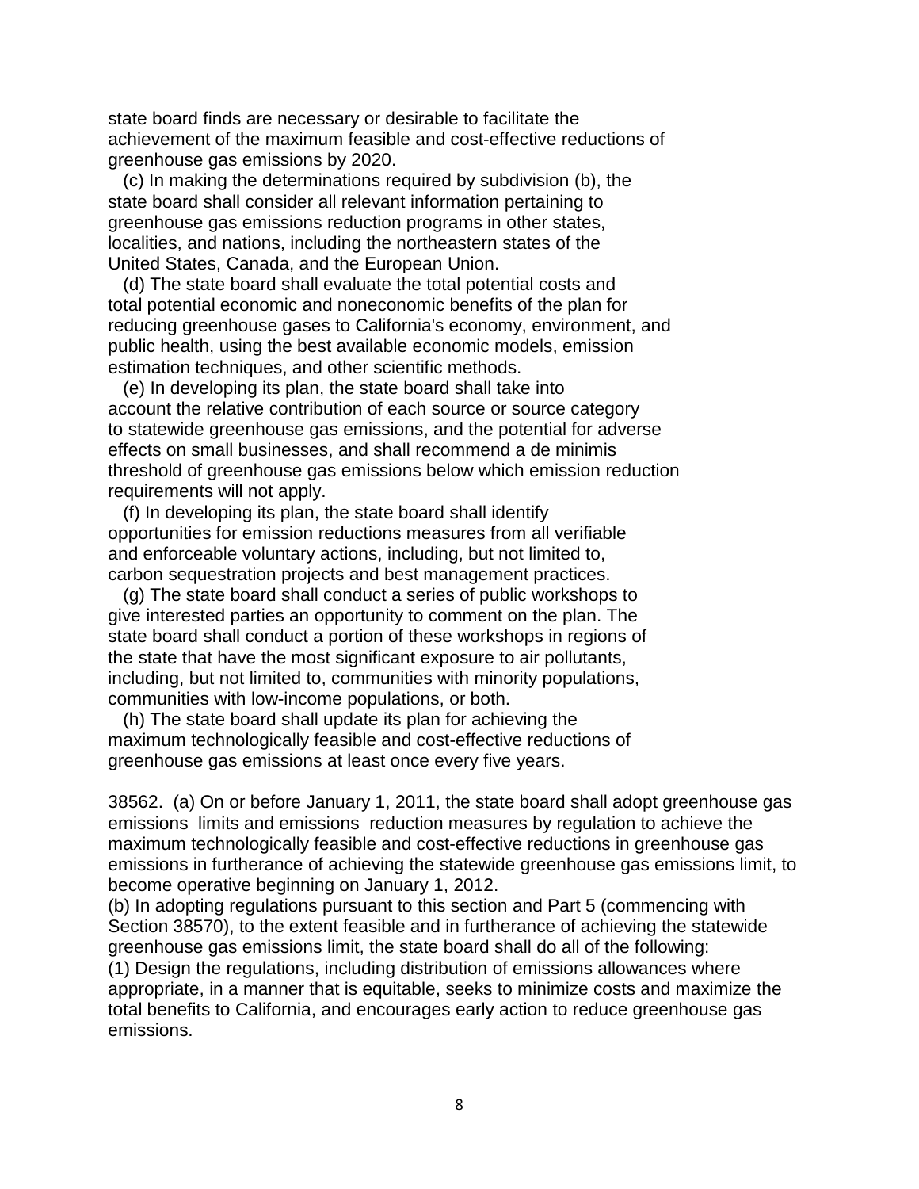state board finds are necessary or desirable to facilitate the achievement of the maximum feasible and cost-effective reductions of greenhouse gas emissions by 2020.

(c) In making the determinations required by subdivision (b), the state board shall consider all relevant information pertaining to greenhouse gas emissions reduction programs in other states, localities, and nations, including the northeastern states of the United States, Canada, and the European Union.

(d) The state board shall evaluate the total potential costs and total potential economic and noneconomic benefits of the plan for reducing greenhouse gases to California's economy, environment, and public health, using the best available economic models, emission estimation techniques, and other scientific methods.

(e) In developing its plan, the state board shall take into account the relative contribution of each source or source category to statewide greenhouse gas emissions, and the potential for adverse effects on small businesses, and shall recommend a de minimis threshold of greenhouse gas emissions below which emission reduction requirements will not apply.

(f) In developing its plan, the state board shall identify opportunities for emission reductions measures from all verifiable and enforceable voluntary actions, including, but not limited to, carbon sequestration projects and best management practices.

(g) The state board shall conduct a series of public workshops to give interested parties an opportunity to comment on the plan. The state board shall conduct a portion of these workshops in regions of the state that have the most significant exposure to air pollutants, including, but not limited to, communities with minority populations, communities with low-income populations, or both.

(h) The state board shall update its plan for achieving the maximum technologically feasible and cost-effective reductions of greenhouse gas emissions at least once every five years.

38562. (a) On or before January 1, 2011, the state board shall adopt greenhouse gas emissions limits and emissions reduction measures by regulation to achieve the maximum technologically feasible and cost-effective reductions in greenhouse gas emissions in furtherance of achieving the statewide greenhouse gas emissions limit, to become operative beginning on January 1, 2012.

(b) In adopting regulations pursuant to this section and Part 5 (commencing with Section 38570), to the extent feasible and in furtherance of achieving the statewide greenhouse gas emissions limit, the state board shall do all of the following:

(1) Design the regulations, including distribution of emissions allowances where appropriate, in a manner that is equitable, seeks to minimize costs and maximize the total benefits to California, and encourages early action to reduce greenhouse gas emissions.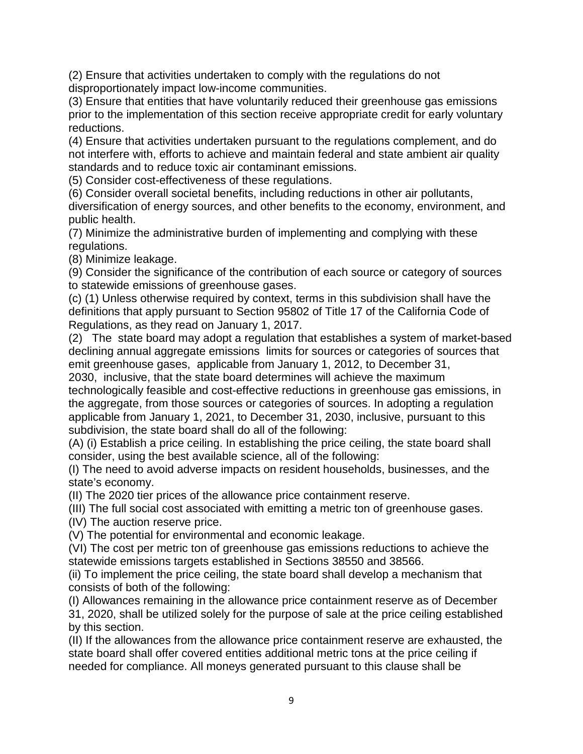(2) Ensure that activities undertaken to comply with the regulations do not disproportionately impact low-income communities.

(3) Ensure that entities that have voluntarily reduced their greenhouse gas emissions prior to the implementation of this section receive appropriate credit for early voluntary reductions.

(4) Ensure that activities undertaken pursuant to the regulations complement, and do not interfere with, efforts to achieve and maintain federal and state ambient air quality standards and to reduce toxic air contaminant emissions.

(5) Consider cost-effectiveness of these regulations.

(6) Consider overall societal benefits, including reductions in other air pollutants, diversification of energy sources, and other benefits to the economy, environment, and public health.

(7) Minimize the administrative burden of implementing and complying with these regulations.

(8) Minimize leakage.

(9) Consider the significance of the contribution of each source or category of sources to statewide emissions of greenhouse gases.

(c) (1) Unless otherwise required by context, terms in this subdivision shall have the definitions that apply pursuant to Section 95802 of Title 17 of the California Code of Regulations, as they read on January 1, 2017.

(2) The state board may adopt a regulation that establishes a system of market-based declining annual aggregate emissions limits for sources or categories of sources that emit greenhouse gases, applicable from January 1, 2012, to December 31, 2030, inclusive, that the state board determines will achieve the maximum technologically feasible and cost-effective reductions in greenhouse gas emissions, in the aggregate, from those sources or categories of sources. In adopting a regulation applicable from January 1, 2021, to December 31, 2030, inclusive, pursuant to this subdivision, the state board shall do all of the following:

(A) (i) Establish a price ceiling. In establishing the price ceiling, the state board shall consider, using the best available science, all of the following:

(I) The need to avoid adverse impacts on resident households, businesses, and the state's economy.

(II) The 2020 tier prices of the allowance price containment reserve.

(III) The full social cost associated with emitting a metric ton of greenhouse gases.

(IV) The auction reserve price.

(V) The potential for environmental and economic leakage.

(VI) The cost per metric ton of greenhouse gas emissions reductions to achieve the statewide emissions targets established in Sections 38550 and 38566.

(ii) To implement the price ceiling, the state board shall develop a mechanism that consists of both of the following:

(I) Allowances remaining in the allowance price containment reserve as of December 31, 2020, shall be utilized solely for the purpose of sale at the price ceiling established by this section.

(II) If the allowances from the allowance price containment reserve are exhausted, the state board shall offer covered entities additional metric tons at the price ceiling if needed for compliance. All moneys generated pursuant to this clause shall be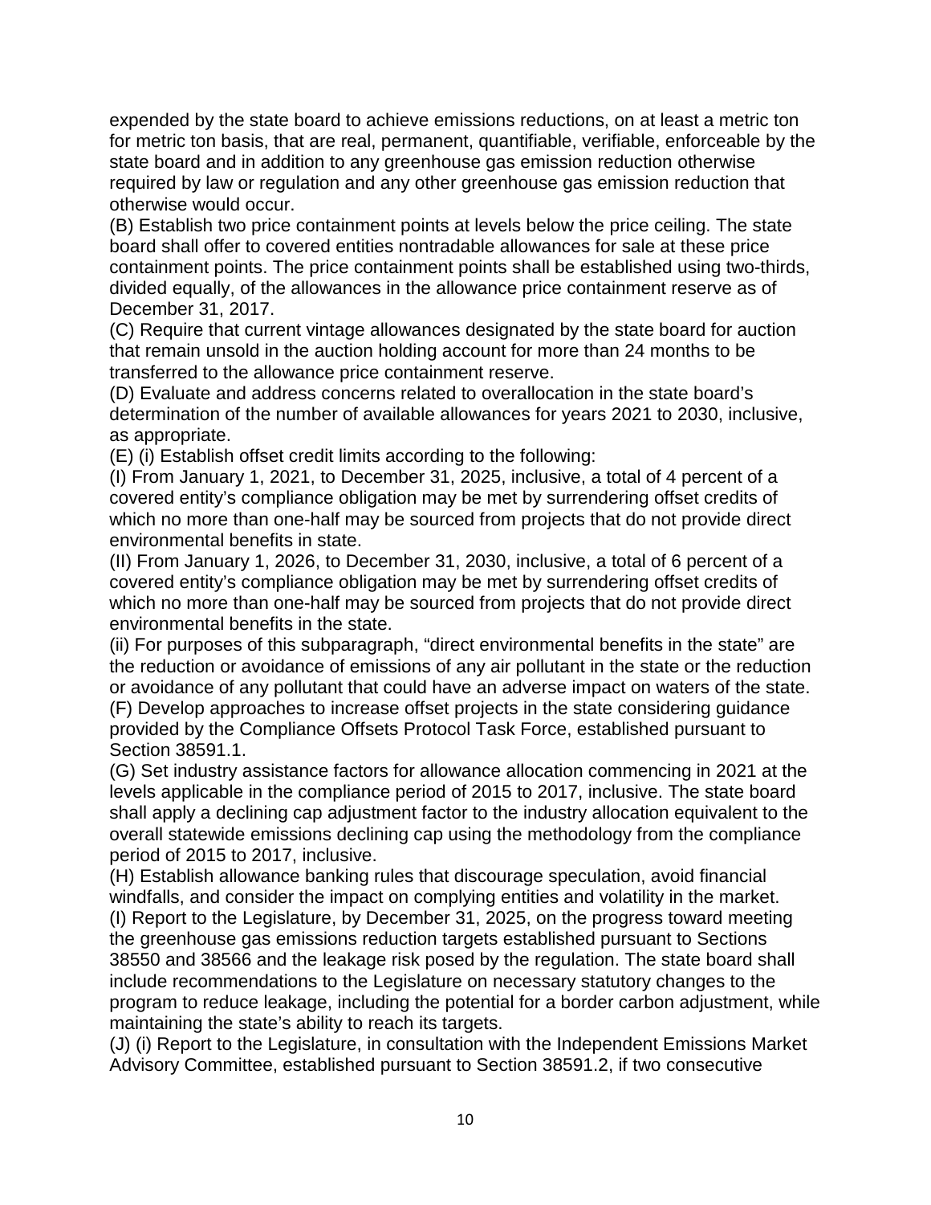expended by the state board to achieve emissions reductions, on at least a metric ton for metric ton basis, that are real, permanent, quantifiable, verifiable, enforceable by the state board and in addition to any greenhouse gas emission reduction otherwise required by law or regulation and any other greenhouse gas emission reduction that otherwise would occur.

(B) Establish two price containment points at levels below the price ceiling. The state board shall offer to covered entities nontradable allowances for sale at these price containment points. The price containment points shall be established using two-thirds, divided equally, of the allowances in the allowance price containment reserve as of December 31, 2017.

(C) Require that current vintage allowances designated by the state board for auction that remain unsold in the auction holding account for more than 24 months to be transferred to the allowance price containment reserve.

(D) Evaluate and address concerns related to overallocation in the state board's determination of the number of available allowances for years 2021 to 2030, inclusive, as appropriate.

(E) (i) Establish offset credit limits according to the following:

(I) From January 1, 2021, to December 31, 2025, inclusive, a total of 4 percent of a covered entity's compliance obligation may be met by surrendering offset credits of which no more than one-half may be sourced from projects that do not provide direct environmental benefits in state.

(II) From January 1, 2026, to December 31, 2030, inclusive, a total of 6 percent of a covered entity's compliance obligation may be met by surrendering offset credits of which no more than one-half may be sourced from projects that do not provide direct environmental benefits in the state.

(ii) For purposes of this subparagraph, "direct environmental benefits in the state" are the reduction or avoidance of emissions of any air pollutant in the state or the reduction or avoidance of any pollutant that could have an adverse impact on waters of the state.

(F) Develop approaches to increase offset projects in the state considering guidance provided by the Compliance Offsets Protocol Task Force, established pursuant to Section 38591.1.

(G) Set industry assistance factors for allowance allocation commencing in 2021 at the levels applicable in the compliance period of 2015 to 2017, inclusive. The state board shall apply a declining cap adjustment factor to the industry allocation equivalent to the overall statewide emissions declining cap using the methodology from the compliance period of 2015 to 2017, inclusive.

(H) Establish allowance banking rules that discourage speculation, avoid financial windfalls, and consider the impact on complying entities and volatility in the market.

(I) Report to the Legislature, by December 31, 2025, on the progress toward meeting the greenhouse gas emissions reduction targets established pursuant to Sections 38550 and 38566 and the leakage risk posed by the regulation. The state board shall include recommendations to the Legislature on necessary statutory changes to the program to reduce leakage, including the potential for a border carbon adjustment, while maintaining the state's ability to reach its targets.

(J) (i) Report to the Legislature, in consultation with the Independent Emissions Market Advisory Committee, established pursuant to Section 38591.2, if two consecutive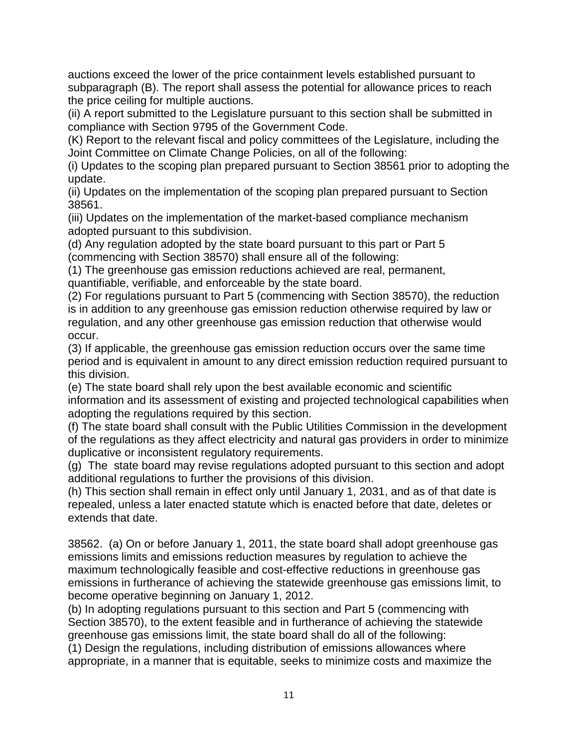auctions exceed the lower of the price containment levels established pursuant to subparagraph (B). The report shall assess the potential for allowance prices to reach the price ceiling for multiple auctions.
(ii) A report submitted to the Legislature pursuant to this section shall be submitted in compliance with Section 9795 of the Government Code.
(K) Report to the relevant fiscal and policy committees of the Legislature, including the Joint Committee on Climate Change Policies, on all of the following:
(i) Updates to the scoping plan prepared pursuant to Section 38561 prior to adopting the update.
(ii) Updates on the implementation of the scoping plan prepared pursuant to Section 38561.
(iii) Updates on the implementation of the market-based compliance mechanism adopted pursuant to this subdivision.
(d) Any regulation adopted by the state board pursuant to this part or Part 5 (commencing with Section 38570) shall ensure all of the following:
(1) The greenhouse gas emission reductions achieved are real, permanent, quantifiable, verifiable, and enforceable by the state board.
(2) For regulations pursuant to Part 5 (commencing with Section 38570), the reduction is in addition to any greenhouse gas emission reduction otherwise required by law or regulation, and any other greenhouse gas emission reduction that otherwise would occur.
(3) If applicable, the greenhouse gas emission reduction occurs over the same time period and is equivalent in amount to any direct emission reduction required pursuant to this division.
(e) The state board shall rely upon the best available economic and scientific information and its assessment of existing and projected technological capabilities when adopting the regulations required by this section.
(f) The state board shall consult with the Public Utilities Commission in the development of the regulations as they affect electricity and natural gas providers in order to minimize duplicative or inconsistent regulatory requirements.
(g) The state board may revise regulations adopted pursuant to this section and adopt additional regulations to further the provisions of this division.
(h) This section shall remain in effect only until January 1, 2031, and as of that date is repealed, unless a later enacted statute which is enacted before that date, deletes or extends that date.

38562. (a) On or before January 1, 2011, the state board shall adopt greenhouse gas emissions limits and emissions reduction measures by regulation to achieve the maximum technologically feasible and cost-effective reductions in greenhouse gas emissions in furtherance of achieving the statewide greenhouse gas emissions limit, to become operative beginning on January 1, 2012.
(b) In adopting regulations pursuant to this section and Part 5 (commencing with Section 38570), to the extent feasible and in furtherance of achieving the statewide greenhouse gas emissions limit, the state board shall do all of the following:
(1) Design the regulations, including distribution of emissions allowances where appropriate, in a manner that is equitable, seeks to minimize costs and maximize the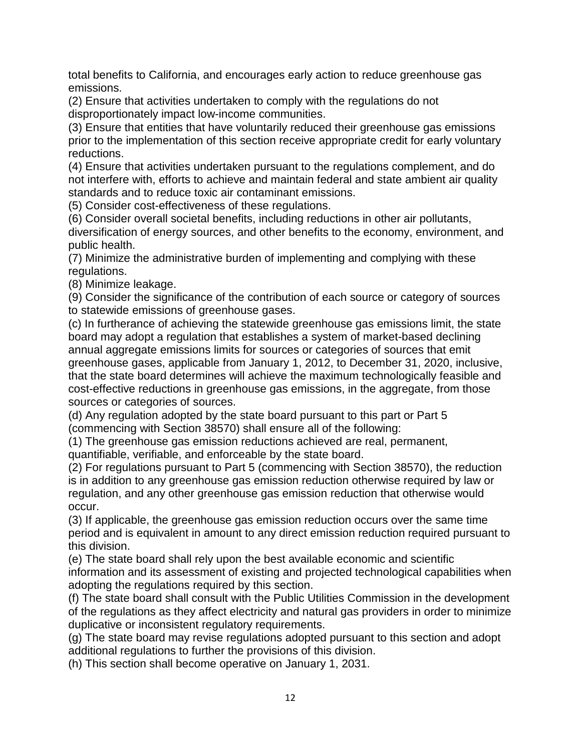total benefits to California, and encourages early action to reduce greenhouse gas emissions.
(2) Ensure that activities undertaken to comply with the regulations do not disproportionately impact low-income communities.
(3) Ensure that entities that have voluntarily reduced their greenhouse gas emissions prior to the implementation of this section receive appropriate credit for early voluntary reductions.
(4) Ensure that activities undertaken pursuant to the regulations complement, and do not interfere with, efforts to achieve and maintain federal and state ambient air quality standards and to reduce toxic air contaminant emissions.
(5) Consider cost-effectiveness of these regulations.
(6) Consider overall societal benefits, including reductions in other air pollutants, diversification of energy sources, and other benefits to the economy, environment, and public health.
(7) Minimize the administrative burden of implementing and complying with these regulations.
(8) Minimize leakage.
(9) Consider the significance of the contribution of each source or category of sources to statewide emissions of greenhouse gases.
(c) In furtherance of achieving the statewide greenhouse gas emissions limit, the state board may adopt a regulation that establishes a system of market-based declining annual aggregate emissions limits for sources or categories of sources that emit greenhouse gases, applicable from January 1, 2012, to December 31, 2020, inclusive, that the state board determines will achieve the maximum technologically feasible and cost-effective reductions in greenhouse gas emissions, in the aggregate, from those sources or categories of sources.
(d) Any regulation adopted by the state board pursuant to this part or Part 5 (commencing with Section 38570) shall ensure all of the following:
(1) The greenhouse gas emission reductions achieved are real, permanent, quantifiable, verifiable, and enforceable by the state board.
(2) For regulations pursuant to Part 5 (commencing with Section 38570), the reduction is in addition to any greenhouse gas emission reduction otherwise required by law or regulation, and any other greenhouse gas emission reduction that otherwise would occur.
(3) If applicable, the greenhouse gas emission reduction occurs over the same time period and is equivalent in amount to any direct emission reduction required pursuant to this division.
(e) The state board shall rely upon the best available economic and scientific information and its assessment of existing and projected technological capabilities when adopting the regulations required by this section.
(f) The state board shall consult with the Public Utilities Commission in the development of the regulations as they affect electricity and natural gas providers in order to minimize duplicative or inconsistent regulatory requirements.
(g) The state board may revise regulations adopted pursuant to this section and adopt additional regulations to further the provisions of this division.
(h) This section shall become operative on January 1, 2031.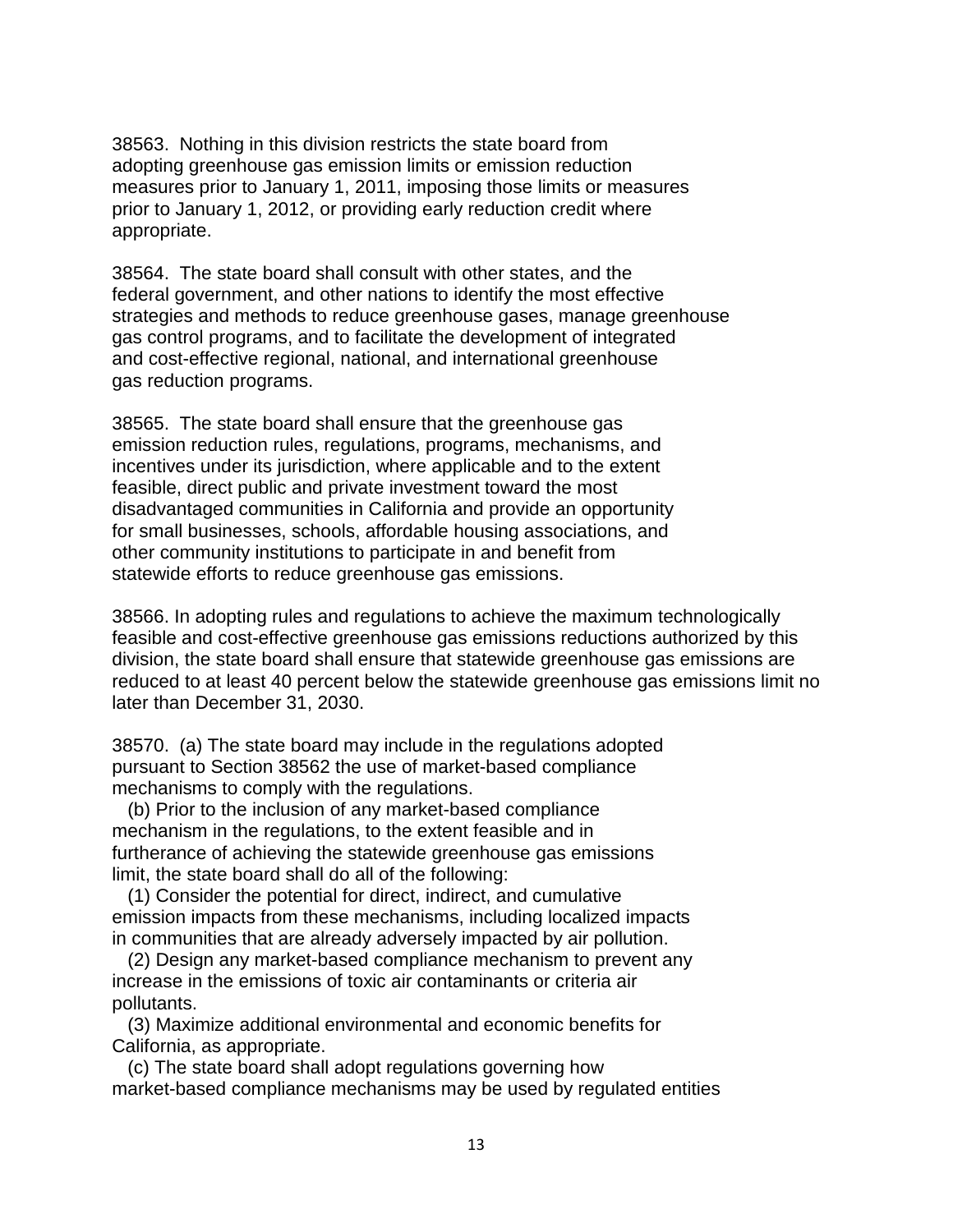38563. Nothing in this division restricts the state board from adopting greenhouse gas emission limits or emission reduction measures prior to January 1, 2011, imposing those limits or measures prior to January 1, 2012, or providing early reduction credit where appropriate.

38564. The state board shall consult with other states, and the federal government, and other nations to identify the most effective strategies and methods to reduce greenhouse gases, manage greenhouse gas control programs, and to facilitate the development of integrated and cost-effective regional, national, and international greenhouse gas reduction programs.

38565. The state board shall ensure that the greenhouse gas emission reduction rules, regulations, programs, mechanisms, and incentives under its jurisdiction, where applicable and to the extent feasible, direct public and private investment toward the most disadvantaged communities in California and provide an opportunity for small businesses, schools, affordable housing associations, and other community institutions to participate in and benefit from statewide efforts to reduce greenhouse gas emissions.

38566. In adopting rules and regulations to achieve the maximum technologically feasible and cost-effective greenhouse gas emissions reductions authorized by this division, the state board shall ensure that statewide greenhouse gas emissions are reduced to at least 40 percent below the statewide greenhouse gas emissions limit no later than December 31, 2030.

38570. (a) The state board may include in the regulations adopted pursuant to Section 38562 the use of market-based compliance mechanisms to comply with the regulations.

(b) Prior to the inclusion of any market-based compliance mechanism in the regulations, to the extent feasible and in furtherance of achieving the statewide greenhouse gas emissions limit, the state board shall do all of the following:

(1) Consider the potential for direct, indirect, and cumulative emission impacts from these mechanisms, including localized impacts in communities that are already adversely impacted by air pollution.

(2) Design any market-based compliance mechanism to prevent any increase in the emissions of toxic air contaminants or criteria air pollutants.

(3) Maximize additional environmental and economic benefits for California, as appropriate.

(c) The state board shall adopt regulations governing how market-based compliance mechanisms may be used by regulated entities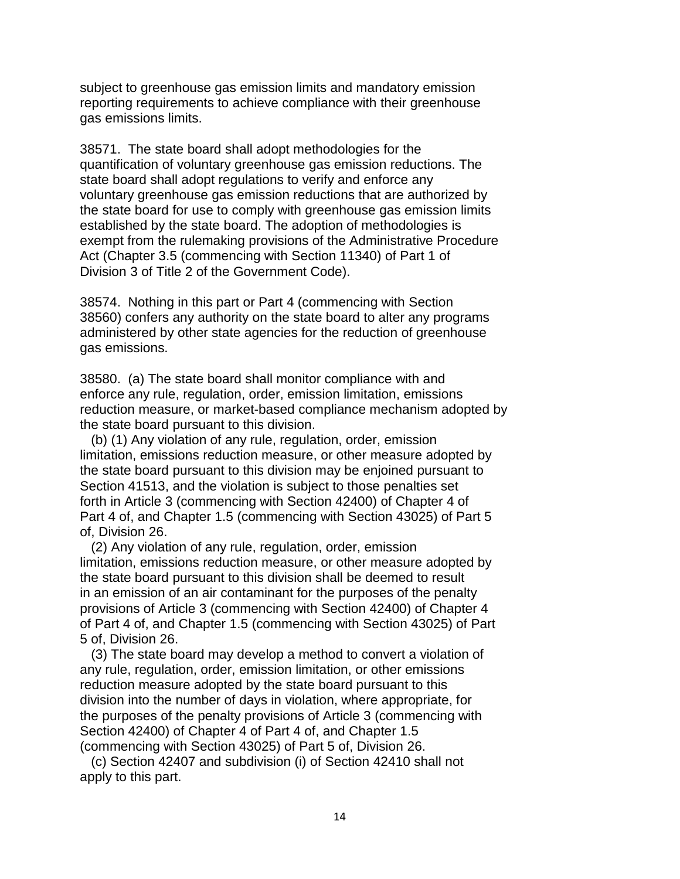subject to greenhouse gas emission limits and mandatory emission reporting requirements to achieve compliance with their greenhouse gas emissions limits.

38571. The state board shall adopt methodologies for the quantification of voluntary greenhouse gas emission reductions. The state board shall adopt regulations to verify and enforce any voluntary greenhouse gas emission reductions that are authorized by the state board for use to comply with greenhouse gas emission limits established by the state board. The adoption of methodologies is exempt from the rulemaking provisions of the Administrative Procedure Act (Chapter 3.5 (commencing with Section 11340) of Part 1 of Division 3 of Title 2 of the Government Code).

38574. Nothing in this part or Part 4 (commencing with Section 38560) confers any authority on the state board to alter any programs administered by other state agencies for the reduction of greenhouse gas emissions.

38580. (a) The state board shall monitor compliance with and enforce any rule, regulation, order, emission limitation, emissions reduction measure, or market-based compliance mechanism adopted by the state board pursuant to this division.

(b) (1) Any violation of any rule, regulation, order, emission limitation, emissions reduction measure, or other measure adopted by the state board pursuant to this division may be enjoined pursuant to Section 41513, and the violation is subject to those penalties set forth in Article 3 (commencing with Section 42400) of Chapter 4 of Part 4 of, and Chapter 1.5 (commencing with Section 43025) of Part 5 of, Division 26.

(2) Any violation of any rule, regulation, order, emission limitation, emissions reduction measure, or other measure adopted by the state board pursuant to this division shall be deemed to result in an emission of an air contaminant for the purposes of the penalty provisions of Article 3 (commencing with Section 42400) of Chapter 4 of Part 4 of, and Chapter 1.5 (commencing with Section 43025) of Part 5 of, Division 26.

(3) The state board may develop a method to convert a violation of any rule, regulation, order, emission limitation, or other emissions reduction measure adopted by the state board pursuant to this division into the number of days in violation, where appropriate, for the purposes of the penalty provisions of Article 3 (commencing with Section 42400) of Chapter 4 of Part 4 of, and Chapter 1.5 (commencing with Section 43025) of Part 5 of, Division 26.

(c) Section 42407 and subdivision (i) of Section 42410 shall not apply to this part.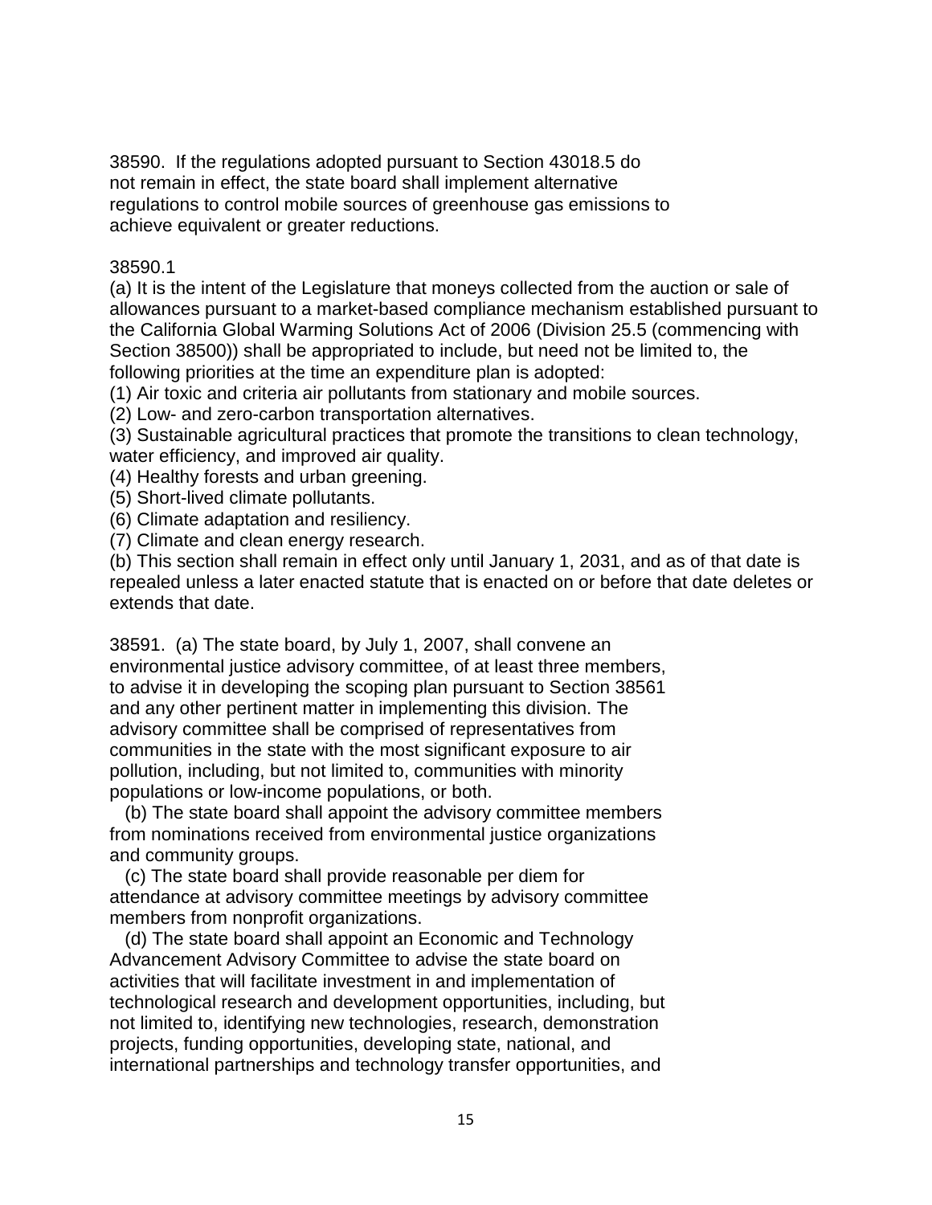38590. If the regulations adopted pursuant to Section 43018.5 do not remain in effect, the state board shall implement alternative regulations to control mobile sources of greenhouse gas emissions to achieve equivalent or greater reductions.

38590.1

(a) It is the intent of the Legislature that moneys collected from the auction or sale of allowances pursuant to a market-based compliance mechanism established pursuant to the California Global Warming Solutions Act of 2006 (Division 25.5 (commencing with Section 38500)) shall be appropriated to include, but need not be limited to, the following priorities at the time an expenditure plan is adopted:

(1) Air toxic and criteria air pollutants from stationary and mobile sources.

(2) Low- and zero-carbon transportation alternatives.

(3) Sustainable agricultural practices that promote the transitions to clean technology, water efficiency, and improved air quality.

(4) Healthy forests and urban greening.

(5) Short-lived climate pollutants.

(6) Climate adaptation and resiliency.

(7) Climate and clean energy research.

(b) This section shall remain in effect only until January 1, 2031, and as of that date is repealed unless a later enacted statute that is enacted on or before that date deletes or extends that date.

38591. (a) The state board, by July 1, 2007, shall convene an environmental justice advisory committee, of at least three members, to advise it in developing the scoping plan pursuant to Section 38561 and any other pertinent matter in implementing this division. The advisory committee shall be comprised of representatives from communities in the state with the most significant exposure to air pollution, including, but not limited to, communities with minority populations or low-income populations, or both.

(b) The state board shall appoint the advisory committee members from nominations received from environmental justice organizations and community groups.

(c) The state board shall provide reasonable per diem for attendance at advisory committee meetings by advisory committee members from nonprofit organizations.

(d) The state board shall appoint an Economic and Technology Advancement Advisory Committee to advise the state board on activities that will facilitate investment in and implementation of technological research and development opportunities, including, but not limited to, identifying new technologies, research, demonstration projects, funding opportunities, developing state, national, and international partnerships and technology transfer opportunities, and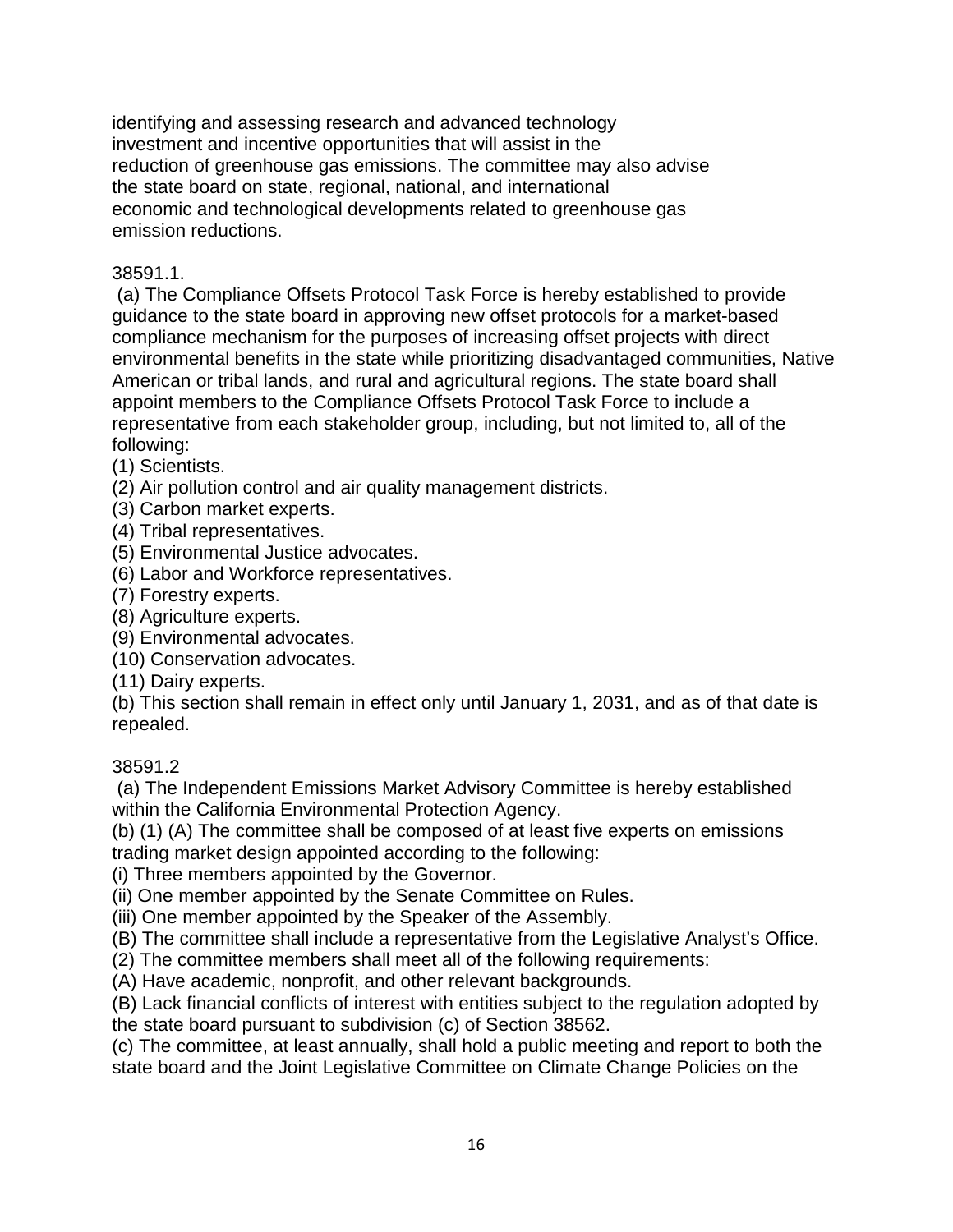identifying and assessing research and advanced technology investment and incentive opportunities that will assist in the reduction of greenhouse gas emissions. The committee may also advise the state board on state, regional, national, and international economic and technological developments related to greenhouse gas emission reductions.

38591.1.

(a) The Compliance Offsets Protocol Task Force is hereby established to provide guidance to the state board in approving new offset protocols for a market-based compliance mechanism for the purposes of increasing offset projects with direct environmental benefits in the state while prioritizing disadvantaged communities, Native American or tribal lands, and rural and agricultural regions. The state board shall appoint members to the Compliance Offsets Protocol Task Force to include a representative from each stakeholder group, including, but not limited to, all of the following:

(1) Scientists.
(2) Air pollution control and air quality management districts.
(3) Carbon market experts.
(4) Tribal representatives.
(5) Environmental Justice advocates.
(6) Labor and Workforce representatives.
(7) Forestry experts.
(8) Agriculture experts.
(9) Environmental advocates.
(10) Conservation advocates.
(11) Dairy experts.

(b) This section shall remain in effect only until January 1, 2031, and as of that date is repealed.

38591.2

(a) The Independent Emissions Market Advisory Committee is hereby established within the California Environmental Protection Agency.

(b) (1) (A) The committee shall be composed of at least five experts on emissions trading market design appointed according to the following:

(i) Three members appointed by the Governor.
(ii) One member appointed by the Senate Committee on Rules.
(iii) One member appointed by the Speaker of the Assembly.

(B) The committee shall include a representative from the Legislative Analyst's Office.

(2) The committee members shall meet all of the following requirements:

(A) Have academic, nonprofit, and other relevant backgrounds.
(B) Lack financial conflicts of interest with entities subject to the regulation adopted by the state board pursuant to subdivision (c) of Section 38562.

(c) The committee, at least annually, shall hold a public meeting and report to both the state board and the Joint Legislative Committee on Climate Change Policies on the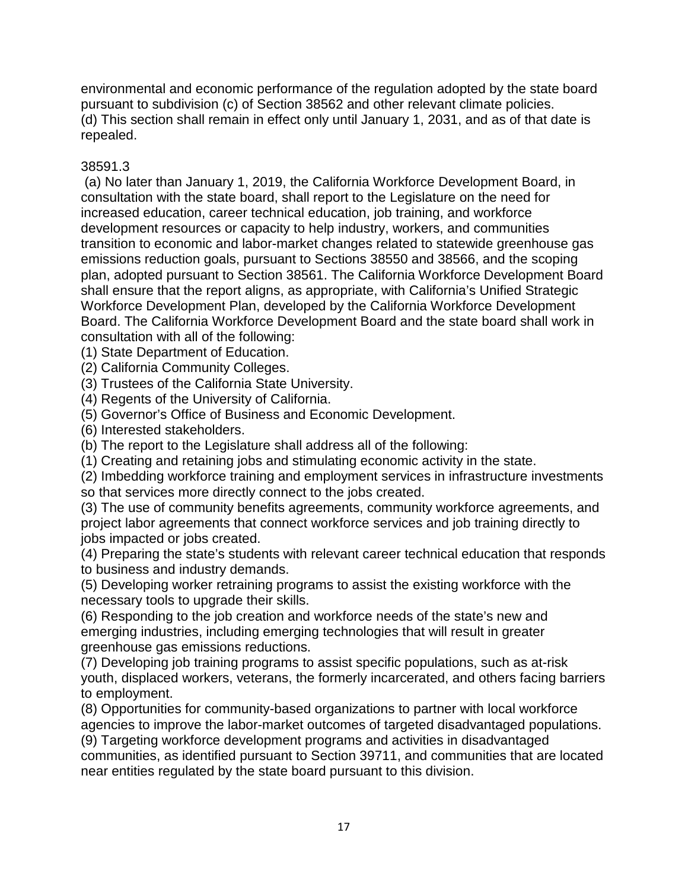environmental and economic performance of the regulation adopted by the state board pursuant to subdivision (c) of Section 38562 and other relevant climate policies.
(d) This section shall remain in effect only until January 1, 2031, and as of that date is repealed.

38591.3

(a) No later than January 1, 2019, the California Workforce Development Board, in consultation with the state board, shall report to the Legislature on the need for increased education, career technical education, job training, and workforce development resources or capacity to help industry, workers, and communities transition to economic and labor-market changes related to statewide greenhouse gas emissions reduction goals, pursuant to Sections 38550 and 38566, and the scoping plan, adopted pursuant to Section 38561. The California Workforce Development Board shall ensure that the report aligns, as appropriate, with California's Unified Strategic Workforce Development Plan, developed by the California Workforce Development Board. The California Workforce Development Board and the state board shall work in consultation with all of the following:
(1) State Department of Education.
(2) California Community Colleges.
(3) Trustees of the California State University.
(4) Regents of the University of California.
(5) Governor's Office of Business and Economic Development.
(6) Interested stakeholders.
(b) The report to the Legislature shall address all of the following:
(1) Creating and retaining jobs and stimulating economic activity in the state.
(2) Imbedding workforce training and employment services in infrastructure investments so that services more directly connect to the jobs created.
(3) The use of community benefits agreements, community workforce agreements, and project labor agreements that connect workforce services and job training directly to jobs impacted or jobs created.
(4) Preparing the state's students with relevant career technical education that responds to business and industry demands.
(5) Developing worker retraining programs to assist the existing workforce with the necessary tools to upgrade their skills.
(6) Responding to the job creation and workforce needs of the state's new and emerging industries, including emerging technologies that will result in greater greenhouse gas emissions reductions.
(7) Developing job training programs to assist specific populations, such as at-risk youth, displaced workers, veterans, the formerly incarcerated, and others facing barriers to employment.
(8) Opportunities for community-based organizations to partner with local workforce agencies to improve the labor-market outcomes of targeted disadvantaged populations.
(9) Targeting workforce development programs and activities in disadvantaged communities, as identified pursuant to Section 39711, and communities that are located near entities regulated by the state board pursuant to this division.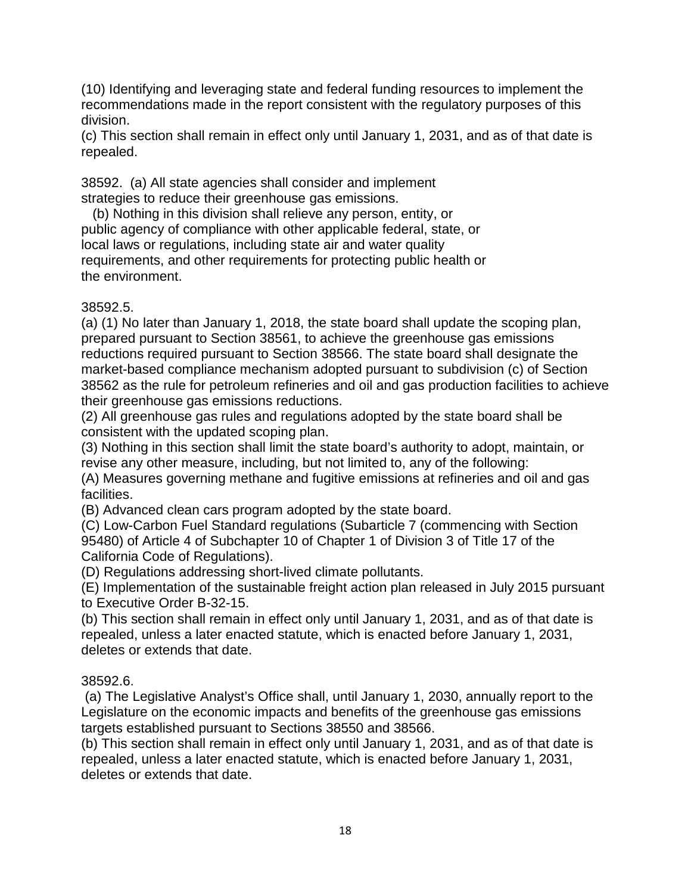(10) Identifying and leveraging state and federal funding resources to implement the recommendations made in the report consistent with the regulatory purposes of this division.

(c) This section shall remain in effect only until January 1, 2031, and as of that date is repealed.

38592. (a) All state agencies shall consider and implement strategies to reduce their greenhouse gas emissions.

(b) Nothing in this division shall relieve any person, entity, or public agency of compliance with other applicable federal, state, or local laws or regulations, including state air and water quality requirements, and other requirements for protecting public health or the environment.

38592.5.

(a) (1) No later than January 1, 2018, the state board shall update the scoping plan, prepared pursuant to Section 38561, to achieve the greenhouse gas emissions reductions required pursuant to Section 38566. The state board shall designate the market-based compliance mechanism adopted pursuant to subdivision (c) of Section 38562 as the rule for petroleum refineries and oil and gas production facilities to achieve their greenhouse gas emissions reductions.

(2) All greenhouse gas rules and regulations adopted by the state board shall be consistent with the updated scoping plan.

(3) Nothing in this section shall limit the state board's authority to adopt, maintain, or revise any other measure, including, but not limited to, any of the following:

(A) Measures governing methane and fugitive emissions at refineries and oil and gas facilities.

(B) Advanced clean cars program adopted by the state board.

(C) Low-Carbon Fuel Standard regulations (Subarticle 7 (commencing with Section 95480) of Article 4 of Subchapter 10 of Chapter 1 of Division 3 of Title 17 of the California Code of Regulations).

(D) Regulations addressing short-lived climate pollutants.

(E) Implementation of the sustainable freight action plan released in July 2015 pursuant to Executive Order B-32-15.

(b) This section shall remain in effect only until January 1, 2031, and as of that date is repealed, unless a later enacted statute, which is enacted before January 1, 2031, deletes or extends that date.

38592.6.

(a) The Legislative Analyst's Office shall, until January 1, 2030, annually report to the Legislature on the economic impacts and benefits of the greenhouse gas emissions targets established pursuant to Sections 38550 and 38566.

(b) This section shall remain in effect only until January 1, 2031, and as of that date is repealed, unless a later enacted statute, which is enacted before January 1, 2031, deletes or extends that date.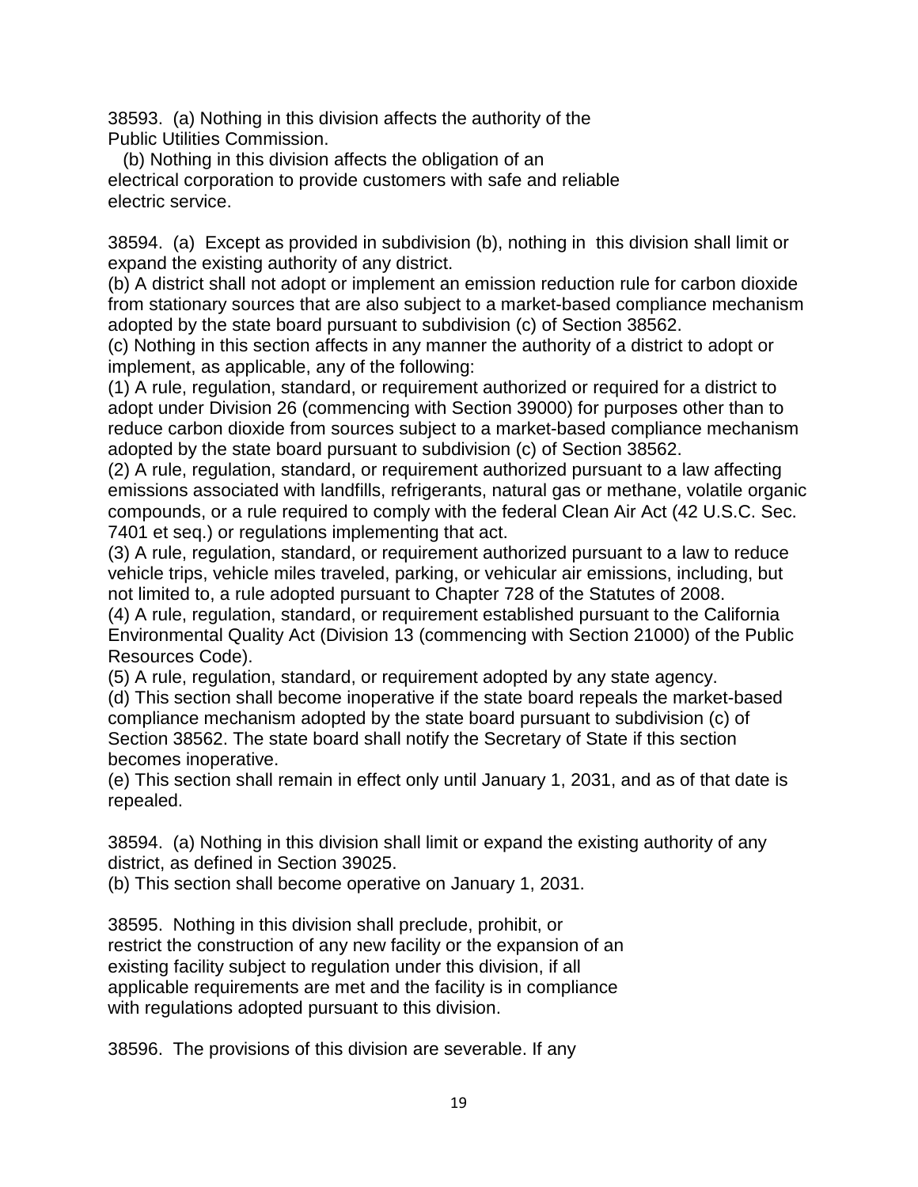38593. (a) Nothing in this division affects the authority of the Public Utilities Commission.

(b) Nothing in this division affects the obligation of an electrical corporation to provide customers with safe and reliable electric service.

38594. (a) Except as provided in subdivision (b), nothing in this division shall limit or expand the existing authority of any district.

(b) A district shall not adopt or implement an emission reduction rule for carbon dioxide from stationary sources that are also subject to a market-based compliance mechanism adopted by the state board pursuant to subdivision (c) of Section 38562.

(c) Nothing in this section affects in any manner the authority of a district to adopt or implement, as applicable, any of the following:

(1) A rule, regulation, standard, or requirement authorized or required for a district to adopt under Division 26 (commencing with Section 39000) for purposes other than to reduce carbon dioxide from sources subject to a market-based compliance mechanism adopted by the state board pursuant to subdivision (c) of Section 38562.

(2) A rule, regulation, standard, or requirement authorized pursuant to a law affecting emissions associated with landfills, refrigerants, natural gas or methane, volatile organic compounds, or a rule required to comply with the federal Clean Air Act (42 U.S.C. Sec. 7401 et seq.) or regulations implementing that act.

(3) A rule, regulation, standard, or requirement authorized pursuant to a law to reduce vehicle trips, vehicle miles traveled, parking, or vehicular air emissions, including, but not limited to, a rule adopted pursuant to Chapter 728 of the Statutes of 2008.

(4) A rule, regulation, standard, or requirement established pursuant to the California Environmental Quality Act (Division 13 (commencing with Section 21000) of the Public Resources Code).

(5) A rule, regulation, standard, or requirement adopted by any state agency.

(d) This section shall become inoperative if the state board repeals the market-based compliance mechanism adopted by the state board pursuant to subdivision (c) of Section 38562. The state board shall notify the Secretary of State if this section becomes inoperative.

(e) This section shall remain in effect only until January 1, 2031, and as of that date is repealed.

38594. (a) Nothing in this division shall limit or expand the existing authority of any district, as defined in Section 39025.

(b) This section shall become operative on January 1, 2031.

38595. Nothing in this division shall preclude, prohibit, or restrict the construction of any new facility or the expansion of an existing facility subject to regulation under this division, if all applicable requirements are met and the facility is in compliance with regulations adopted pursuant to this division.

38596. The provisions of this division are severable. If any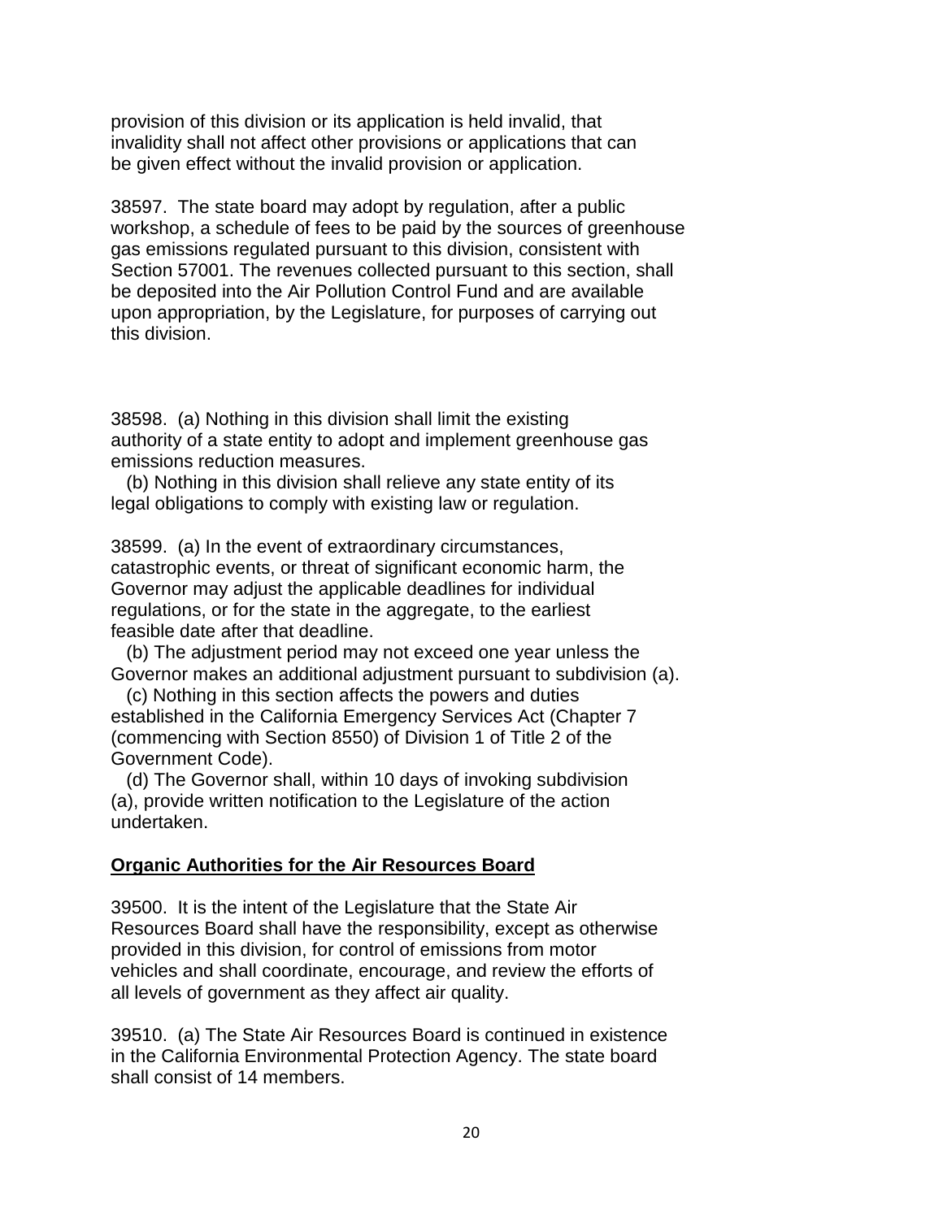provision of this division or its application is held invalid, that invalidity shall not affect other provisions or applications that can be given effect without the invalid provision or application.

38597. The state board may adopt by regulation, after a public workshop, a schedule of fees to be paid by the sources of greenhouse gas emissions regulated pursuant to this division, consistent with Section 57001. The revenues collected pursuant to this section, shall be deposited into the Air Pollution Control Fund and are available upon appropriation, by the Legislature, for purposes of carrying out this division.

38598. (a) Nothing in this division shall limit the existing authority of a state entity to adopt and implement greenhouse gas emissions reduction measures.

(b) Nothing in this division shall relieve any state entity of its legal obligations to comply with existing law or regulation.

38599. (a) In the event of extraordinary circumstances, catastrophic events, or threat of significant economic harm, the Governor may adjust the applicable deadlines for individual regulations, or for the state in the aggregate, to the earliest feasible date after that deadline.

(b) The adjustment period may not exceed one year unless the Governor makes an additional adjustment pursuant to subdivision (a).

(c) Nothing in this section affects the powers and duties established in the California Emergency Services Act (Chapter 7 (commencing with Section 8550) of Division 1 of Title 2 of the Government Code).

(d) The Governor shall, within 10 days of invoking subdivision (a), provide written notification to the Legislature of the action undertaken.

## Organic Authorities for the Air Resources Board

39500. It is the intent of the Legislature that the State Air Resources Board shall have the responsibility, except as otherwise provided in this division, for control of emissions from motor vehicles and shall coordinate, encourage, and review the efforts of all levels of government as they affect air quality.

39510. (a) The State Air Resources Board is continued in existence in the California Environmental Protection Agency. The state board shall consist of 14 members.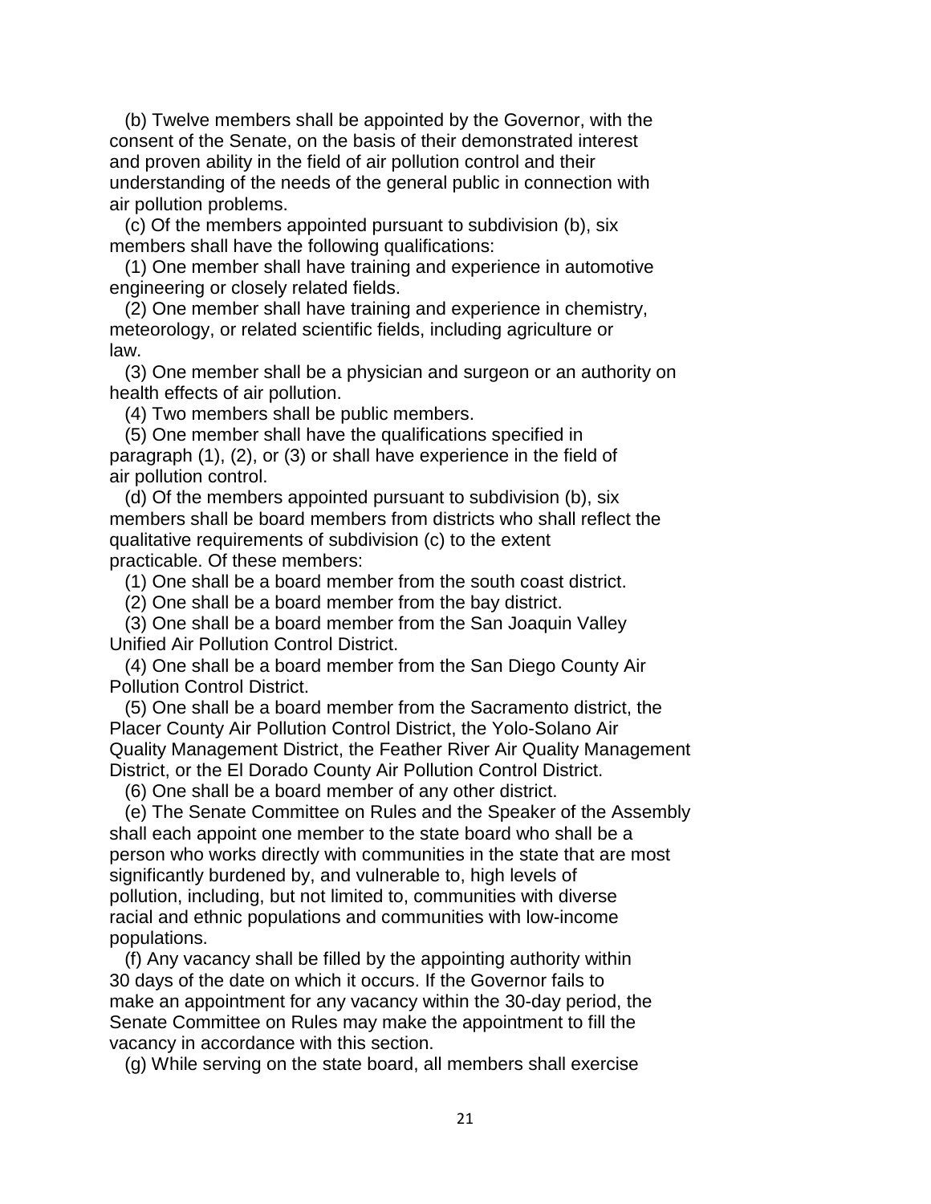(b) Twelve members shall be appointed by the Governor, with the consent of the Senate, on the basis of their demonstrated interest and proven ability in the field of air pollution control and their understanding of the needs of the general public in connection with air pollution problems.

(c) Of the members appointed pursuant to subdivision (b), six members shall have the following qualifications:

(1) One member shall have training and experience in automotive engineering or closely related fields.

(2) One member shall have training and experience in chemistry, meteorology, or related scientific fields, including agriculture or law.

(3) One member shall be a physician and surgeon or an authority on health effects of air pollution.

(4) Two members shall be public members.

(5) One member shall have the qualifications specified in paragraph (1), (2), or (3) or shall have experience in the field of air pollution control.

(d) Of the members appointed pursuant to subdivision (b), six members shall be board members from districts who shall reflect the qualitative requirements of subdivision (c) to the extent practicable. Of these members:

(1) One shall be a board member from the south coast district.

(2) One shall be a board member from the bay district.

(3) One shall be a board member from the San Joaquin Valley Unified Air Pollution Control District.

(4) One shall be a board member from the San Diego County Air Pollution Control District.

(5) One shall be a board member from the Sacramento district, the Placer County Air Pollution Control District, the Yolo-Solano Air Quality Management District, the Feather River Air Quality Management District, or the El Dorado County Air Pollution Control District.

(6) One shall be a board member of any other district.

(e) The Senate Committee on Rules and the Speaker of the Assembly shall each appoint one member to the state board who shall be a person who works directly with communities in the state that are most significantly burdened by, and vulnerable to, high levels of pollution, including, but not limited to, communities with diverse racial and ethnic populations and communities with low-income populations.

(f) Any vacancy shall be filled by the appointing authority within 30 days of the date on which it occurs. If the Governor fails to make an appointment for any vacancy within the 30-day period, the Senate Committee on Rules may make the appointment to fill the vacancy in accordance with this section.

(g) While serving on the state board, all members shall exercise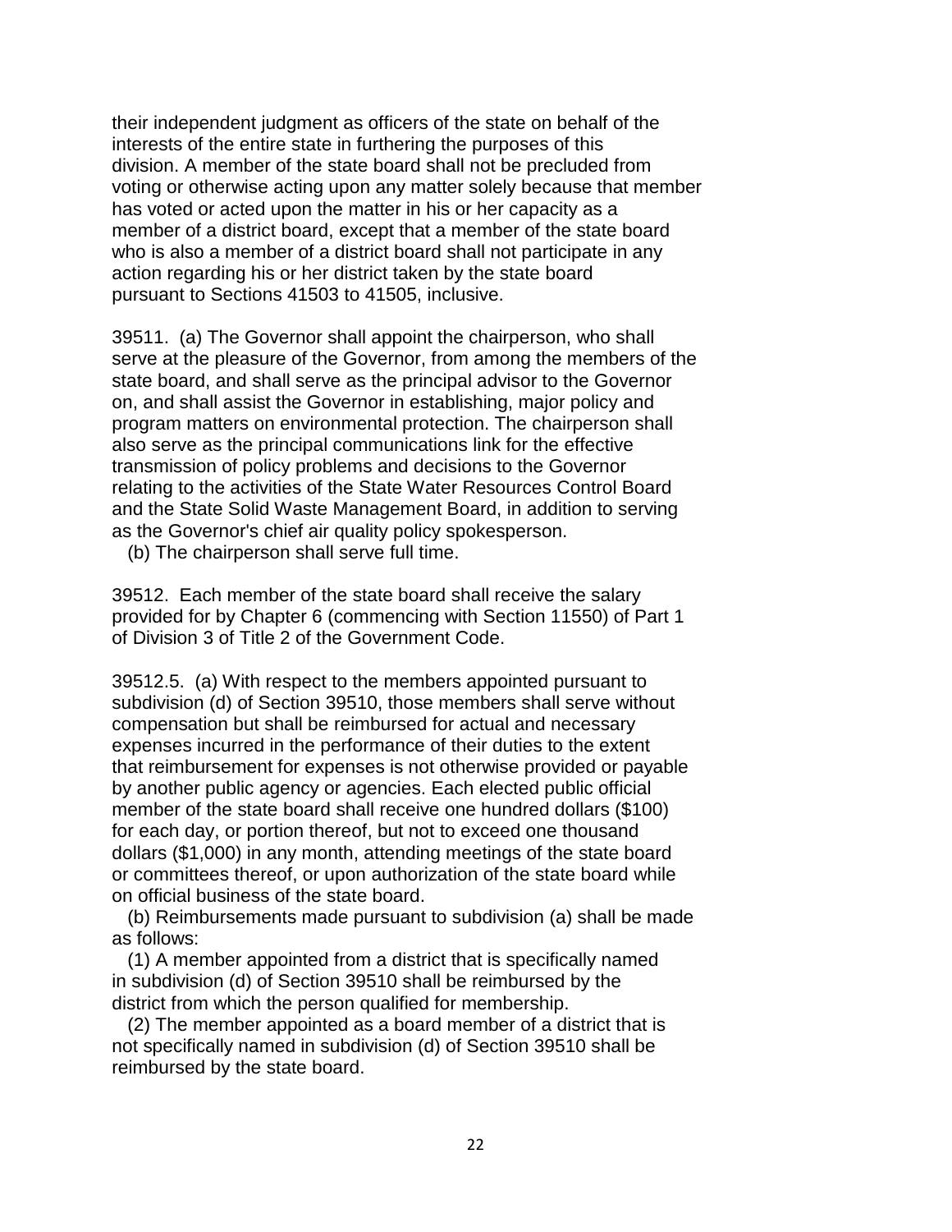their independent judgment as officers of the state on behalf of the interests of the entire state in furthering the purposes of this division. A member of the state board shall not be precluded from voting or otherwise acting upon any matter solely because that member has voted or acted upon the matter in his or her capacity as a member of a district board, except that a member of the state board who is also a member of a district board shall not participate in any action regarding his or her district taken by the state board pursuant to Sections 41503 to 41505, inclusive.

39511. (a) The Governor shall appoint the chairperson, who shall serve at the pleasure of the Governor, from among the members of the state board, and shall serve as the principal advisor to the Governor on, and shall assist the Governor in establishing, major policy and program matters on environmental protection. The chairperson shall also serve as the principal communications link for the effective transmission of policy problems and decisions to the Governor relating to the activities of the State Water Resources Control Board and the State Solid Waste Management Board, in addition to serving as the Governor's chief air quality policy spokesperson.

(b) The chairperson shall serve full time.

39512. Each member of the state board shall receive the salary provided for by Chapter 6 (commencing with Section 11550) of Part 1 of Division 3 of Title 2 of the Government Code.

39512.5. (a) With respect to the members appointed pursuant to subdivision (d) of Section 39510, those members shall serve without compensation but shall be reimbursed for actual and necessary expenses incurred in the performance of their duties to the extent that reimbursement for expenses is not otherwise provided or payable by another public agency or agencies. Each elected public official member of the state board shall receive one hundred dollars ($100) for each day, or portion thereof, but not to exceed one thousand dollars ($1,000) in any month, attending meetings of the state board or committees thereof, or upon authorization of the state board while on official business of the state board.

(b) Reimbursements made pursuant to subdivision (a) shall be made as follows:

(1) A member appointed from a district that is specifically named in subdivision (d) of Section 39510 shall be reimbursed by the district from which the person qualified for membership.

(2) The member appointed as a board member of a district that is not specifically named in subdivision (d) of Section 39510 shall be reimbursed by the state board.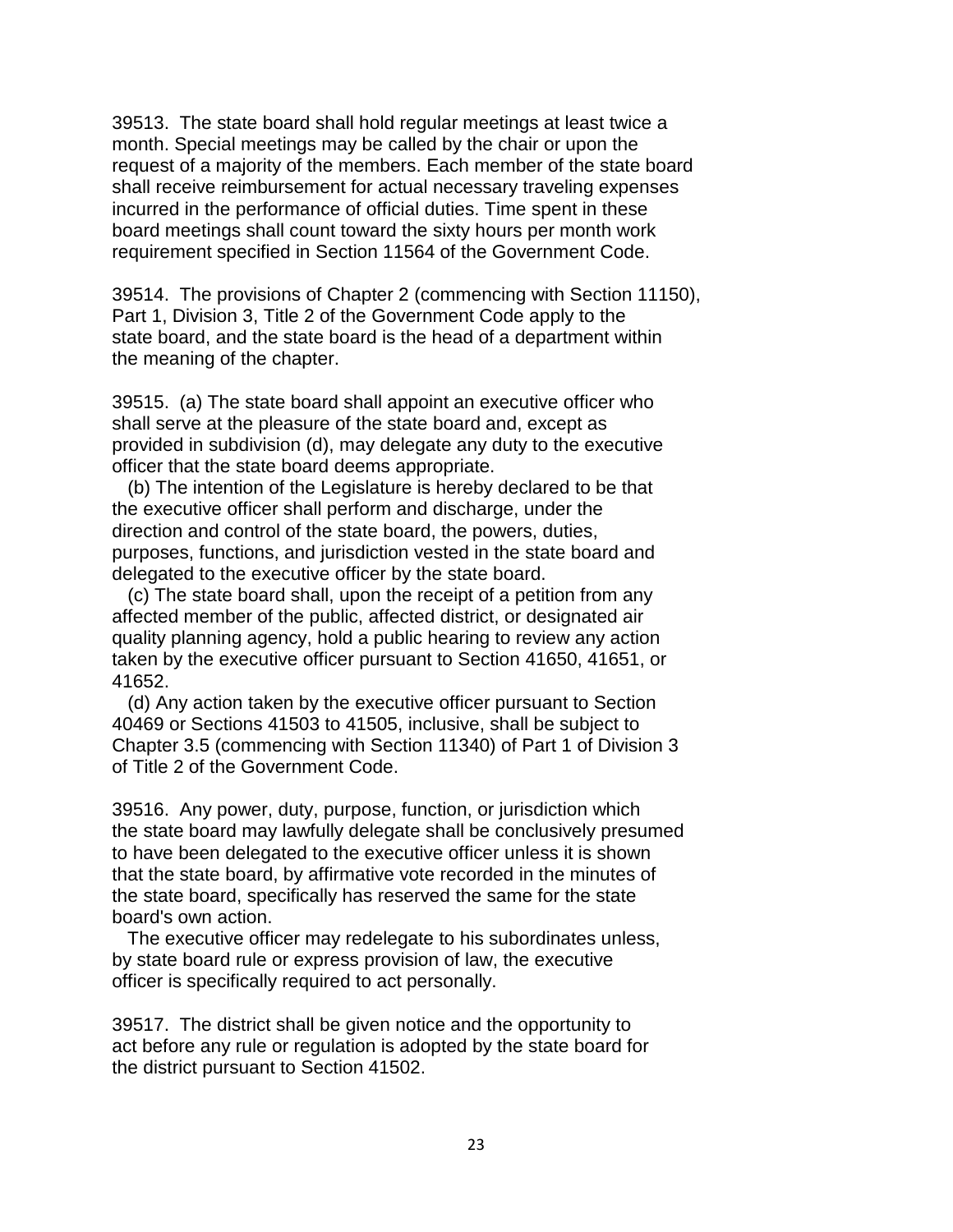39513. The state board shall hold regular meetings at least twice a month. Special meetings may be called by the chair or upon the request of a majority of the members. Each member of the state board shall receive reimbursement for actual necessary traveling expenses incurred in the performance of official duties. Time spent in these board meetings shall count toward the sixty hours per month work requirement specified in Section 11564 of the Government Code.

39514. The provisions of Chapter 2 (commencing with Section 11150), Part 1, Division 3, Title 2 of the Government Code apply to the state board, and the state board is the head of a department within the meaning of the chapter.

39515. (a) The state board shall appoint an executive officer who shall serve at the pleasure of the state board and, except as provided in subdivision (d), may delegate any duty to the executive officer that the state board deems appropriate.

(b) The intention of the Legislature is hereby declared to be that the executive officer shall perform and discharge, under the direction and control of the state board, the powers, duties, purposes, functions, and jurisdiction vested in the state board and delegated to the executive officer by the state board.

(c) The state board shall, upon the receipt of a petition from any affected member of the public, affected district, or designated air quality planning agency, hold a public hearing to review any action taken by the executive officer pursuant to Section 41650, 41651, or 41652.

(d) Any action taken by the executive officer pursuant to Section 40469 or Sections 41503 to 41505, inclusive, shall be subject to Chapter 3.5 (commencing with Section 11340) of Part 1 of Division 3 of Title 2 of the Government Code.

39516. Any power, duty, purpose, function, or jurisdiction which the state board may lawfully delegate shall be conclusively presumed to have been delegated to the executive officer unless it is shown that the state board, by affirmative vote recorded in the minutes of the state board, specifically has reserved the same for the state board's own action.

The executive officer may redelegate to his subordinates unless, by state board rule or express provision of law, the executive officer is specifically required to act personally.

39517. The district shall be given notice and the opportunity to act before any rule or regulation is adopted by the state board for the district pursuant to Section 41502.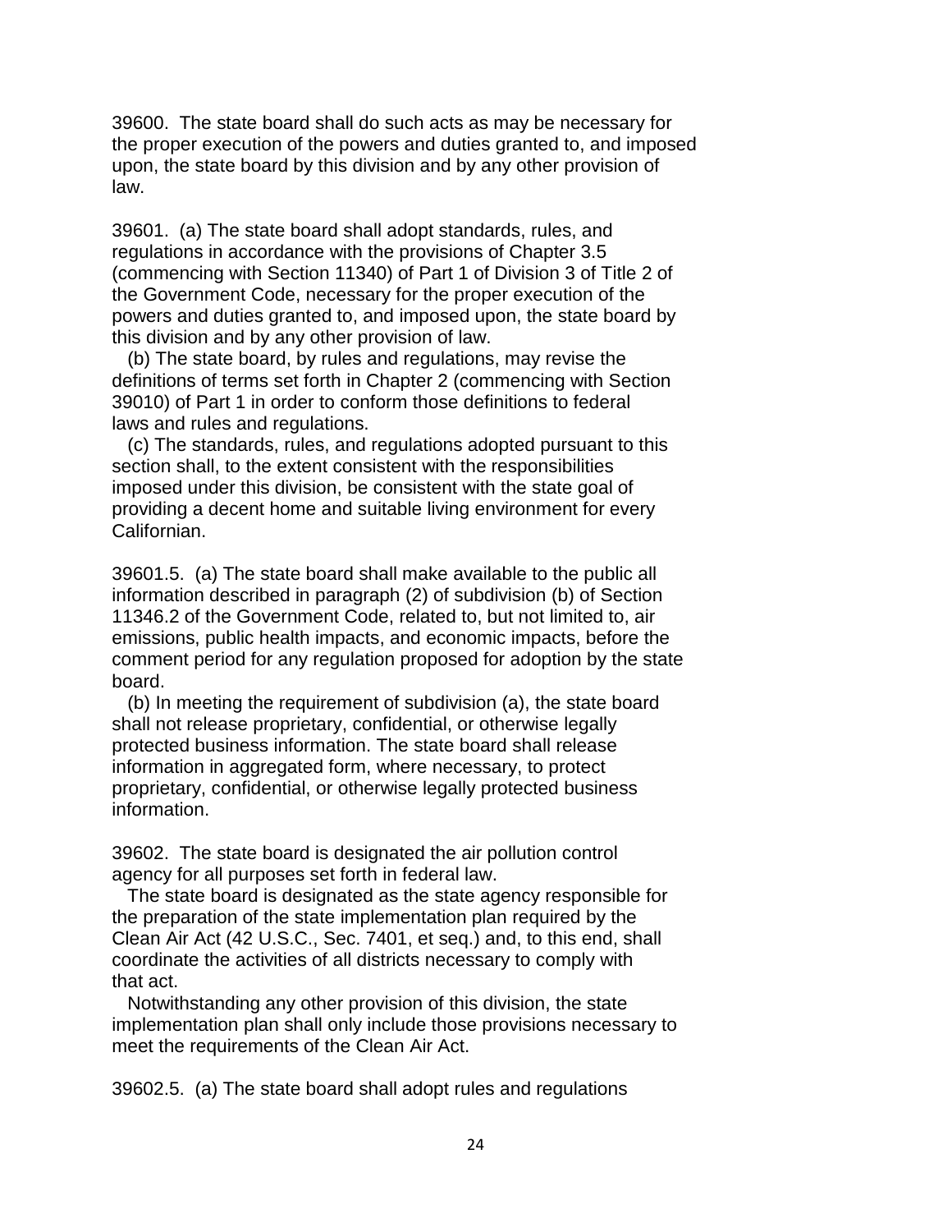39600. The state board shall do such acts as may be necessary for the proper execution of the powers and duties granted to, and imposed upon, the state board by this division and by any other provision of law.

39601. (a) The state board shall adopt standards, rules, and regulations in accordance with the provisions of Chapter 3.5 (commencing with Section 11340) of Part 1 of Division 3 of Title 2 of the Government Code, necessary for the proper execution of the powers and duties granted to, and imposed upon, the state board by this division and by any other provision of law.

(b) The state board, by rules and regulations, may revise the definitions of terms set forth in Chapter 2 (commencing with Section 39010) of Part 1 in order to conform those definitions to federal laws and rules and regulations.

(c) The standards, rules, and regulations adopted pursuant to this section shall, to the extent consistent with the responsibilities imposed under this division, be consistent with the state goal of providing a decent home and suitable living environment for every Californian.

39601.5. (a) The state board shall make available to the public all information described in paragraph (2) of subdivision (b) of Section 11346.2 of the Government Code, related to, but not limited to, air emissions, public health impacts, and economic impacts, before the comment period for any regulation proposed for adoption by the state board.

(b) In meeting the requirement of subdivision (a), the state board shall not release proprietary, confidential, or otherwise legally protected business information. The state board shall release information in aggregated form, where necessary, to protect proprietary, confidential, or otherwise legally protected business information.

39602. The state board is designated the air pollution control agency for all purposes set forth in federal law.

The state board is designated as the state agency responsible for the preparation of the state implementation plan required by the Clean Air Act (42 U.S.C., Sec. 7401, et seq.) and, to this end, shall coordinate the activities of all districts necessary to comply with that act.

Notwithstanding any other provision of this division, the state implementation plan shall only include those provisions necessary to meet the requirements of the Clean Air Act.

39602.5. (a) The state board shall adopt rules and regulations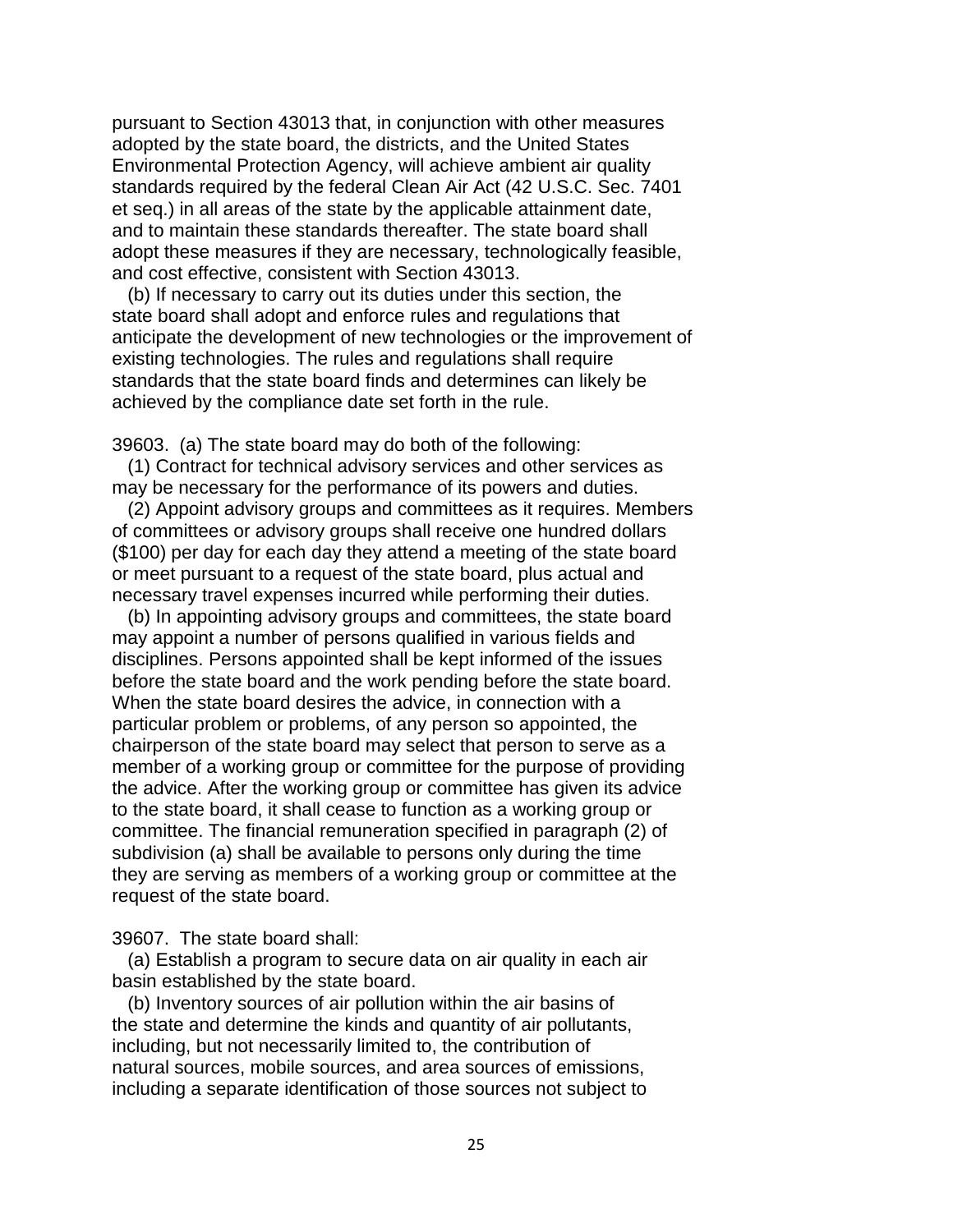pursuant to Section 43013 that, in conjunction with other measures adopted by the state board, the districts, and the United States Environmental Protection Agency, will achieve ambient air quality standards required by the federal Clean Air Act (42 U.S.C. Sec. 7401 et seq.) in all areas of the state by the applicable attainment date, and to maintain these standards thereafter. The state board shall adopt these measures if they are necessary, technologically feasible, and cost effective, consistent with Section 43013.

(b) If necessary to carry out its duties under this section, the state board shall adopt and enforce rules and regulations that anticipate the development of new technologies or the improvement of existing technologies. The rules and regulations shall require standards that the state board finds and determines can likely be achieved by the compliance date set forth in the rule.

39603. (a) The state board may do both of the following:

(1) Contract for technical advisory services and other services as may be necessary for the performance of its powers and duties.

(2) Appoint advisory groups and committees as it requires. Members of committees or advisory groups shall receive one hundred dollars ($100) per day for each day they attend a meeting of the state board or meet pursuant to a request of the state board, plus actual and necessary travel expenses incurred while performing their duties.

(b) In appointing advisory groups and committees, the state board may appoint a number of persons qualified in various fields and disciplines. Persons appointed shall be kept informed of the issues before the state board and the work pending before the state board. When the state board desires the advice, in connection with a particular problem or problems, of any person so appointed, the chairperson of the state board may select that person to serve as a member of a working group or committee for the purpose of providing the advice. After the working group or committee has given its advice to the state board, it shall cease to function as a working group or committee. The financial remuneration specified in paragraph (2) of subdivision (a) shall be available to persons only during the time they are serving as members of a working group or committee at the request of the state board.

39607. The state board shall:

(a) Establish a program to secure data on air quality in each air basin established by the state board.

(b) Inventory sources of air pollution within the air basins of the state and determine the kinds and quantity of air pollutants, including, but not necessarily limited to, the contribution of natural sources, mobile sources, and area sources of emissions, including a separate identification of those sources not subject to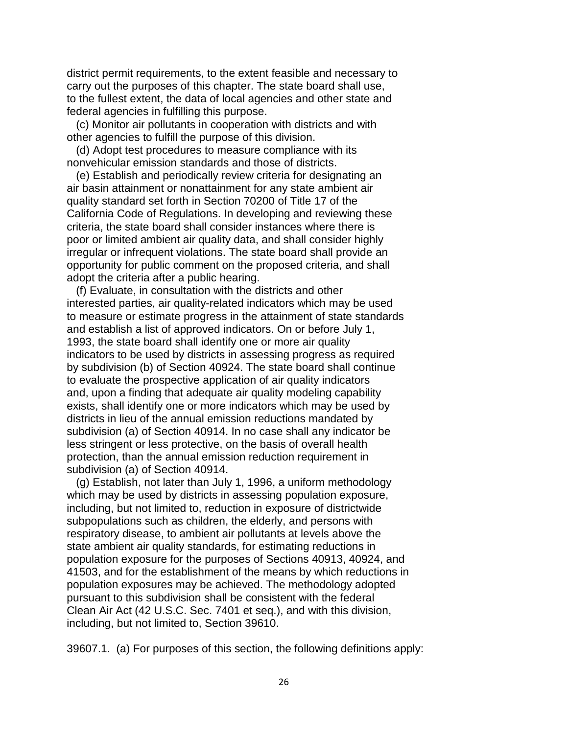district permit requirements, to the extent feasible and necessary to carry out the purposes of this chapter. The state board shall use, to the fullest extent, the data of local agencies and other state and federal agencies in fulfilling this purpose.

(c) Monitor air pollutants in cooperation with districts and with other agencies to fulfill the purpose of this division.

(d) Adopt test procedures to measure compliance with its nonvehicular emission standards and those of districts.

(e) Establish and periodically review criteria for designating an air basin attainment or nonattainment for any state ambient air quality standard set forth in Section 70200 of Title 17 of the California Code of Regulations. In developing and reviewing these criteria, the state board shall consider instances where there is poor or limited ambient air quality data, and shall consider highly irregular or infrequent violations. The state board shall provide an opportunity for public comment on the proposed criteria, and shall adopt the criteria after a public hearing.

(f) Evaluate, in consultation with the districts and other interested parties, air quality-related indicators which may be used to measure or estimate progress in the attainment of state standards and establish a list of approved indicators. On or before July 1, 1993, the state board shall identify one or more air quality indicators to be used by districts in assessing progress as required by subdivision (b) of Section 40924. The state board shall continue to evaluate the prospective application of air quality indicators and, upon a finding that adequate air quality modeling capability exists, shall identify one or more indicators which may be used by districts in lieu of the annual emission reductions mandated by subdivision (a) of Section 40914. In no case shall any indicator be less stringent or less protective, on the basis of overall health protection, than the annual emission reduction requirement in subdivision (a) of Section 40914.

(g) Establish, not later than July 1, 1996, a uniform methodology which may be used by districts in assessing population exposure, including, but not limited to, reduction in exposure of districtwide subpopulations such as children, the elderly, and persons with respiratory disease, to ambient air pollutants at levels above the state ambient air quality standards, for estimating reductions in population exposure for the purposes of Sections 40913, 40924, and 41503, and for the establishment of the means by which reductions in population exposures may be achieved. The methodology adopted pursuant to this subdivision shall be consistent with the federal Clean Air Act (42 U.S.C. Sec. 7401 et seq.), and with this division, including, but not limited to, Section 39610.

39607.1. (a) For purposes of this section, the following definitions apply: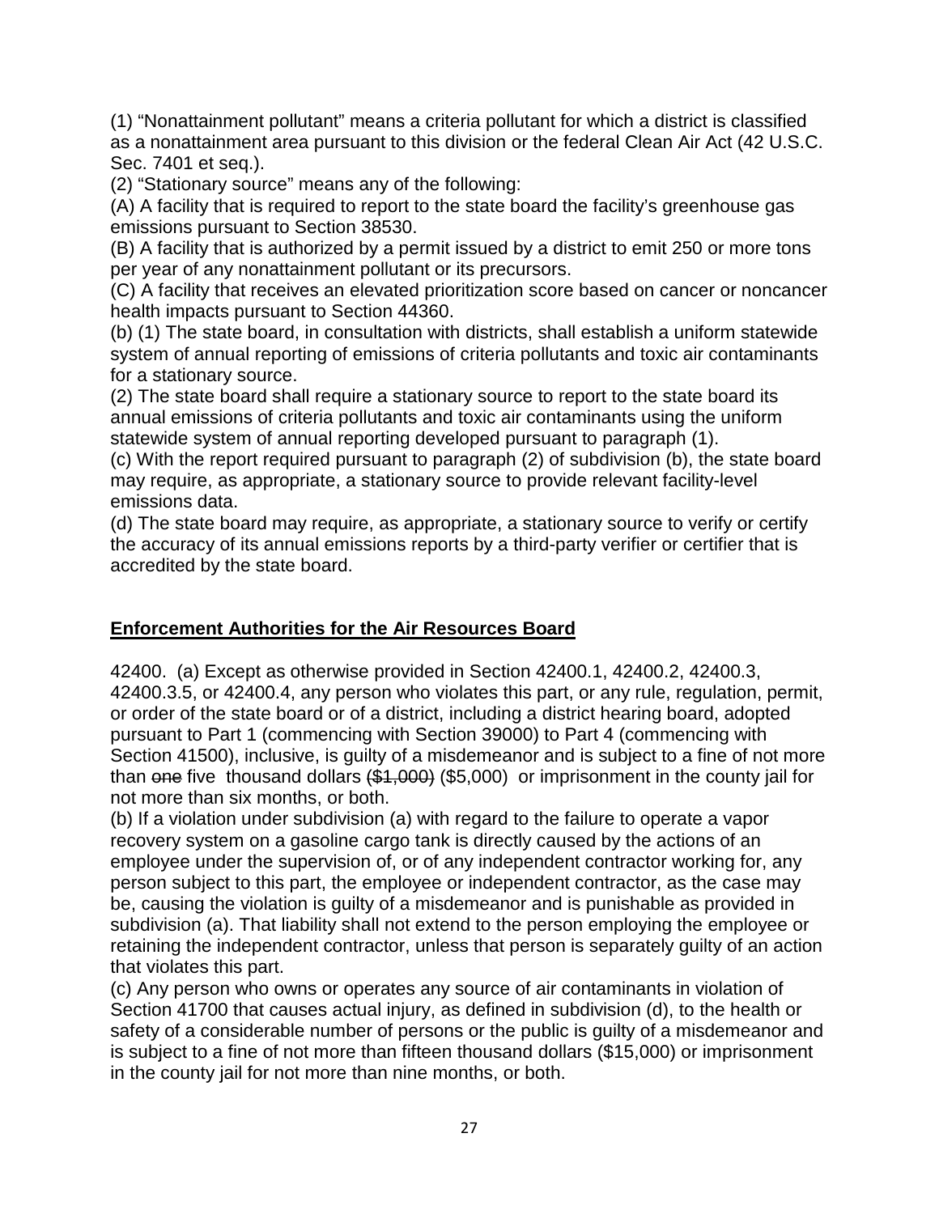(1) “Nonattainment pollutant” means a criteria pollutant for which a district is classified as a nonattainment area pursuant to this division or the federal Clean Air Act (42 U.S.C. Sec. 7401 et seq.).

(2) “Stationary source” means any of the following:

(A) A facility that is required to report to the state board the facility’s greenhouse gas emissions pursuant to Section 38530.

(B) A facility that is authorized by a permit issued by a district to emit 250 or more tons per year of any nonattainment pollutant or its precursors.

(C) A facility that receives an elevated prioritization score based on cancer or noncancer health impacts pursuant to Section 44360.

(b) (1) The state board, in consultation with districts, shall establish a uniform statewide system of annual reporting of emissions of criteria pollutants and toxic air contaminants for a stationary source.

(2) The state board shall require a stationary source to report to the state board its annual emissions of criteria pollutants and toxic air contaminants using the uniform statewide system of annual reporting developed pursuant to paragraph (1).

(c) With the report required pursuant to paragraph (2) of subdivision (b), the state board may require, as appropriate, a stationary source to provide relevant facility-level emissions data.

(d) The state board may require, as appropriate, a stationary source to verify or certify the accuracy of its annual emissions reports by a third-party verifier or certifier that is accredited by the state board.

## Enforcement Authorities for the Air Resources Board

42400. (a) Except as otherwise provided in Section 42400.1, 42400.2, 42400.3, 42400.3.5, or 42400.4, any person who violates this part, or any rule, regulation, permit, or order of the state board or of a district, including a district hearing board, adopted pursuant to Part 1 (commencing with Section 39000) to Part 4 (commencing with Section 41500), inclusive, is guilty of a misdemeanor and is subject to a fine of not more than ~~one~~ five thousand dollars ~~($1,000)~~ ($5,000) or imprisonment in the county jail for not more than six months, or both.

(b) If a violation under subdivision (a) with regard to the failure to operate a vapor recovery system on a gasoline cargo tank is directly caused by the actions of an employee under the supervision of, or of any independent contractor working for, any person subject to this part, the employee or independent contractor, as the case may be, causing the violation is guilty of a misdemeanor and is punishable as provided in subdivision (a). That liability shall not extend to the person employing the employee or retaining the independent contractor, unless that person is separately guilty of an action that violates this part.

(c) Any person who owns or operates any source of air contaminants in violation of Section 41700 that causes actual injury, as defined in subdivision (d), to the health or safety of a considerable number of persons or the public is guilty of a misdemeanor and is subject to a fine of not more than fifteen thousand dollars ($15,000) or imprisonment in the county jail for not more than nine months, or both.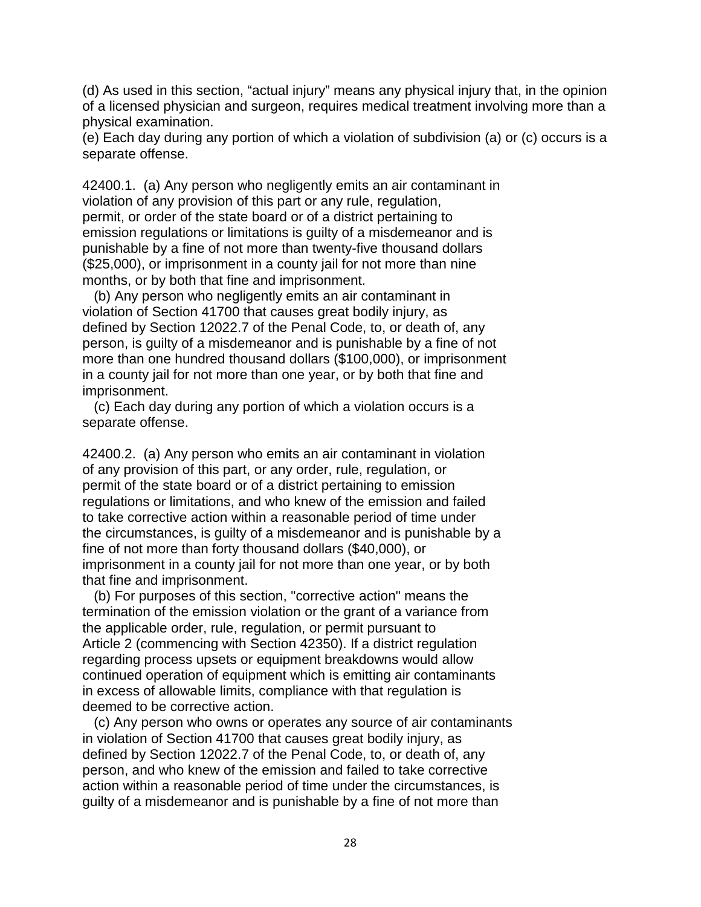(d) As used in this section, “actual injury” means any physical injury that, in the opinion of a licensed physician and surgeon, requires medical treatment involving more than a physical examination.
(e) Each day during any portion of which a violation of subdivision (a) or (c) occurs is a separate offense.

42400.1. (a) Any person who negligently emits an air contaminant in violation of any provision of this part or any rule, regulation, permit, or order of the state board or of a district pertaining to emission regulations or limitations is guilty of a misdemeanor and is punishable by a fine of not more than twenty-five thousand dollars ($25,000), or imprisonment in a county jail for not more than nine months, or by both that fine and imprisonment.

(b) Any person who negligently emits an air contaminant in violation of Section 41700 that causes great bodily injury, as defined by Section 12022.7 of the Penal Code, to, or death of, any person, is guilty of a misdemeanor and is punishable by a fine of not more than one hundred thousand dollars ($100,000), or imprisonment in a county jail for not more than one year, or by both that fine and imprisonment.

(c) Each day during any portion of which a violation occurs is a separate offense.

42400.2. (a) Any person who emits an air contaminant in violation of any provision of this part, or any order, rule, regulation, or permit of the state board or of a district pertaining to emission regulations or limitations, and who knew of the emission and failed to take corrective action within a reasonable period of time under the circumstances, is guilty of a misdemeanor and is punishable by a fine of not more than forty thousand dollars ($40,000), or imprisonment in a county jail for not more than one year, or by both that fine and imprisonment.

(b) For purposes of this section, "corrective action" means the termination of the emission violation or the grant of a variance from the applicable order, rule, regulation, or permit pursuant to Article 2 (commencing with Section 42350). If a district regulation regarding process upsets or equipment breakdowns would allow continued operation of equipment which is emitting air contaminants in excess of allowable limits, compliance with that regulation is deemed to be corrective action.

(c) Any person who owns or operates any source of air contaminants in violation of Section 41700 that causes great bodily injury, as defined by Section 12022.7 of the Penal Code, to, or death of, any person, and who knew of the emission and failed to take corrective action within a reasonable period of time under the circumstances, is guilty of a misdemeanor and is punishable by a fine of not more than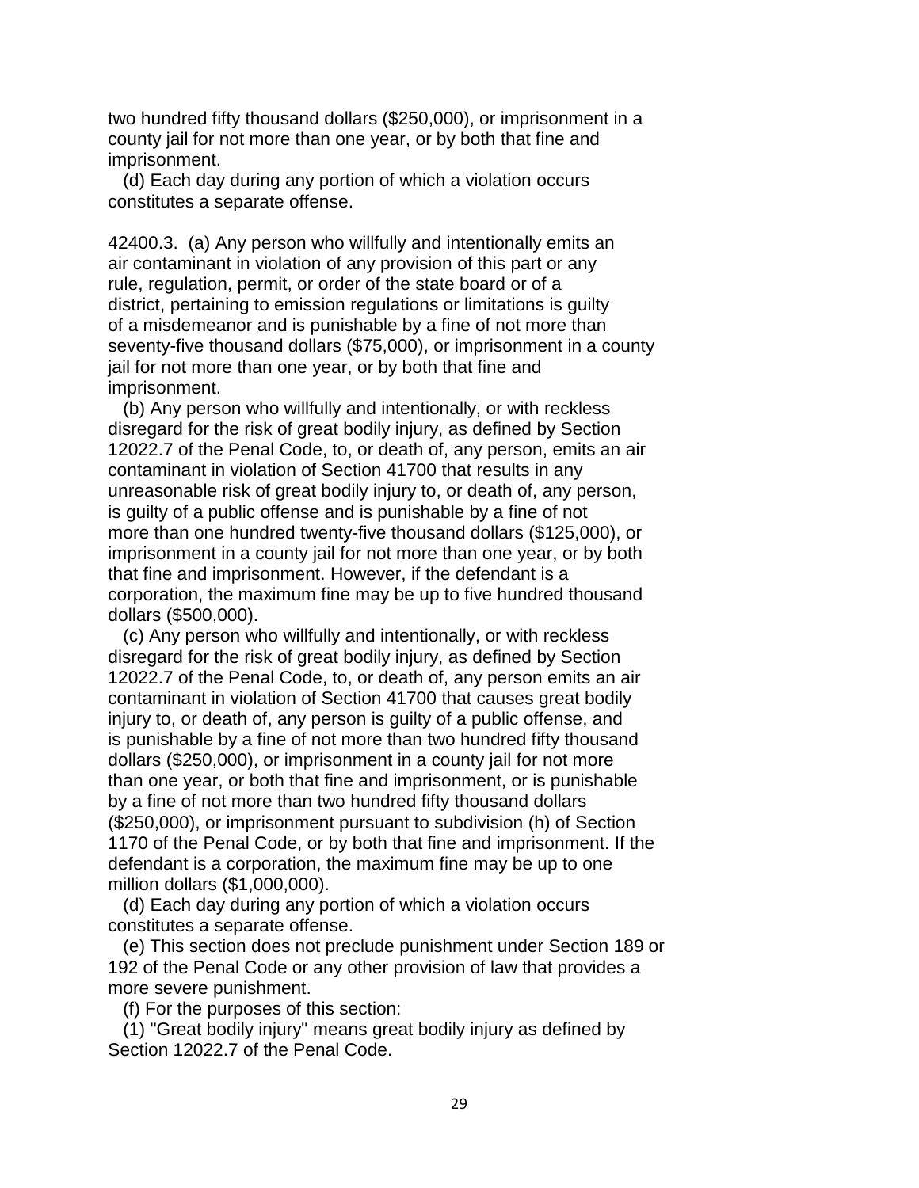two hundred fifty thousand dollars ($250,000), or imprisonment in a county jail for not more than one year, or by both that fine and imprisonment.

(d) Each day during any portion of which a violation occurs constitutes a separate offense.

42400.3. (a) Any person who willfully and intentionally emits an air contaminant in violation of any provision of this part or any rule, regulation, permit, or order of the state board or of a district, pertaining to emission regulations or limitations is guilty of a misdemeanor and is punishable by a fine of not more than seventy-five thousand dollars ($75,000), or imprisonment in a county jail for not more than one year, or by both that fine and imprisonment.

(b) Any person who willfully and intentionally, or with reckless disregard for the risk of great bodily injury, as defined by Section 12022.7 of the Penal Code, to, or death of, any person, emits an air contaminant in violation of Section 41700 that results in any unreasonable risk of great bodily injury to, or death of, any person, is guilty of a public offense and is punishable by a fine of not more than one hundred twenty-five thousand dollars ($125,000), or imprisonment in a county jail for not more than one year, or by both that fine and imprisonment. However, if the defendant is a corporation, the maximum fine may be up to five hundred thousand dollars ($500,000).

(c) Any person who willfully and intentionally, or with reckless disregard for the risk of great bodily injury, as defined by Section 12022.7 of the Penal Code, to, or death of, any person emits an air contaminant in violation of Section 41700 that causes great bodily injury to, or death of, any person is guilty of a public offense, and is punishable by a fine of not more than two hundred fifty thousand dollars ($250,000), or imprisonment in a county jail for not more than one year, or both that fine and imprisonment, or is punishable by a fine of not more than two hundred fifty thousand dollars ($250,000), or imprisonment pursuant to subdivision (h) of Section 1170 of the Penal Code, or by both that fine and imprisonment. If the defendant is a corporation, the maximum fine may be up to one million dollars ($1,000,000).

(d) Each day during any portion of which a violation occurs constitutes a separate offense.

(e) This section does not preclude punishment under Section 189 or 192 of the Penal Code or any other provision of law that provides a more severe punishment.

(f) For the purposes of this section:

(1) "Great bodily injury" means great bodily injury as defined by Section 12022.7 of the Penal Code.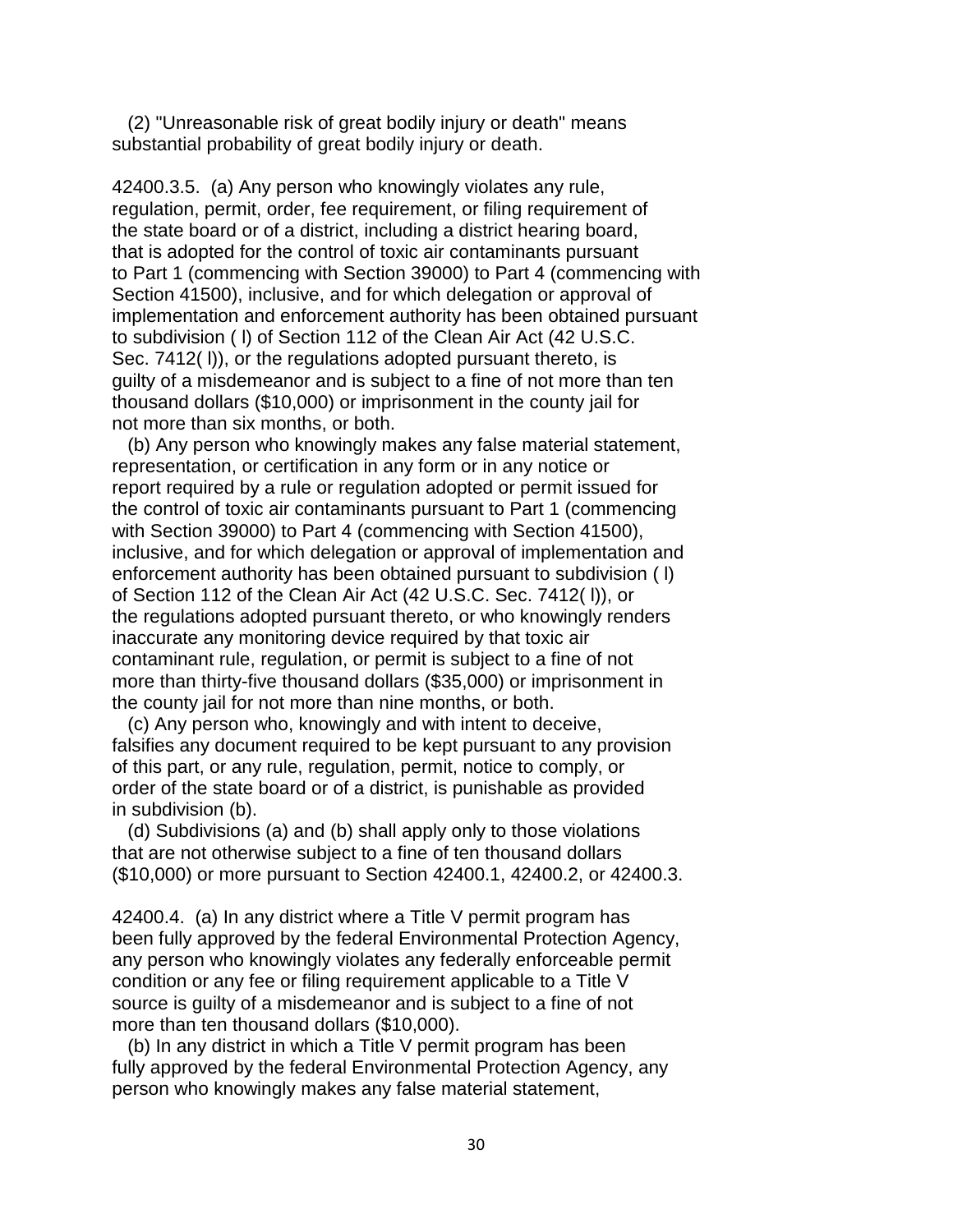(2) "Unreasonable risk of great bodily injury or death" means substantial probability of great bodily injury or death.

42400.3.5. (a) Any person who knowingly violates any rule, regulation, permit, order, fee requirement, or filing requirement of the state board or of a district, including a district hearing board, that is adopted for the control of toxic air contaminants pursuant to Part 1 (commencing with Section 39000) to Part 4 (commencing with Section 41500), inclusive, and for which delegation or approval of implementation and enforcement authority has been obtained pursuant to subdivision ( l) of Section 112 of the Clean Air Act (42 U.S.C. Sec. 7412( l)), or the regulations adopted pursuant thereto, is guilty of a misdemeanor and is subject to a fine of not more than ten thousand dollars ($10,000) or imprisonment in the county jail for not more than six months, or both.

(b) Any person who knowingly makes any false material statement, representation, or certification in any form or in any notice or report required by a rule or regulation adopted or permit issued for the control of toxic air contaminants pursuant to Part 1 (commencing with Section 39000) to Part 4 (commencing with Section 41500), inclusive, and for which delegation or approval of implementation and enforcement authority has been obtained pursuant to subdivision ( l) of Section 112 of the Clean Air Act (42 U.S.C. Sec. 7412( l)), or the regulations adopted pursuant thereto, or who knowingly renders inaccurate any monitoring device required by that toxic air contaminant rule, regulation, or permit is subject to a fine of not more than thirty-five thousand dollars ($35,000) or imprisonment in the county jail for not more than nine months, or both.

(c) Any person who, knowingly and with intent to deceive, falsifies any document required to be kept pursuant to any provision of this part, or any rule, regulation, permit, notice to comply, or order of the state board or of a district, is punishable as provided in subdivision (b).

(d) Subdivisions (a) and (b) shall apply only to those violations that are not otherwise subject to a fine of ten thousand dollars ($10,000) or more pursuant to Section 42400.1, 42400.2, or 42400.3.

42400.4. (a) In any district where a Title V permit program has been fully approved by the federal Environmental Protection Agency, any person who knowingly violates any federally enforceable permit condition or any fee or filing requirement applicable to a Title V source is guilty of a misdemeanor and is subject to a fine of not more than ten thousand dollars ($10,000).

(b) In any district in which a Title V permit program has been fully approved by the federal Environmental Protection Agency, any person who knowingly makes any false material statement,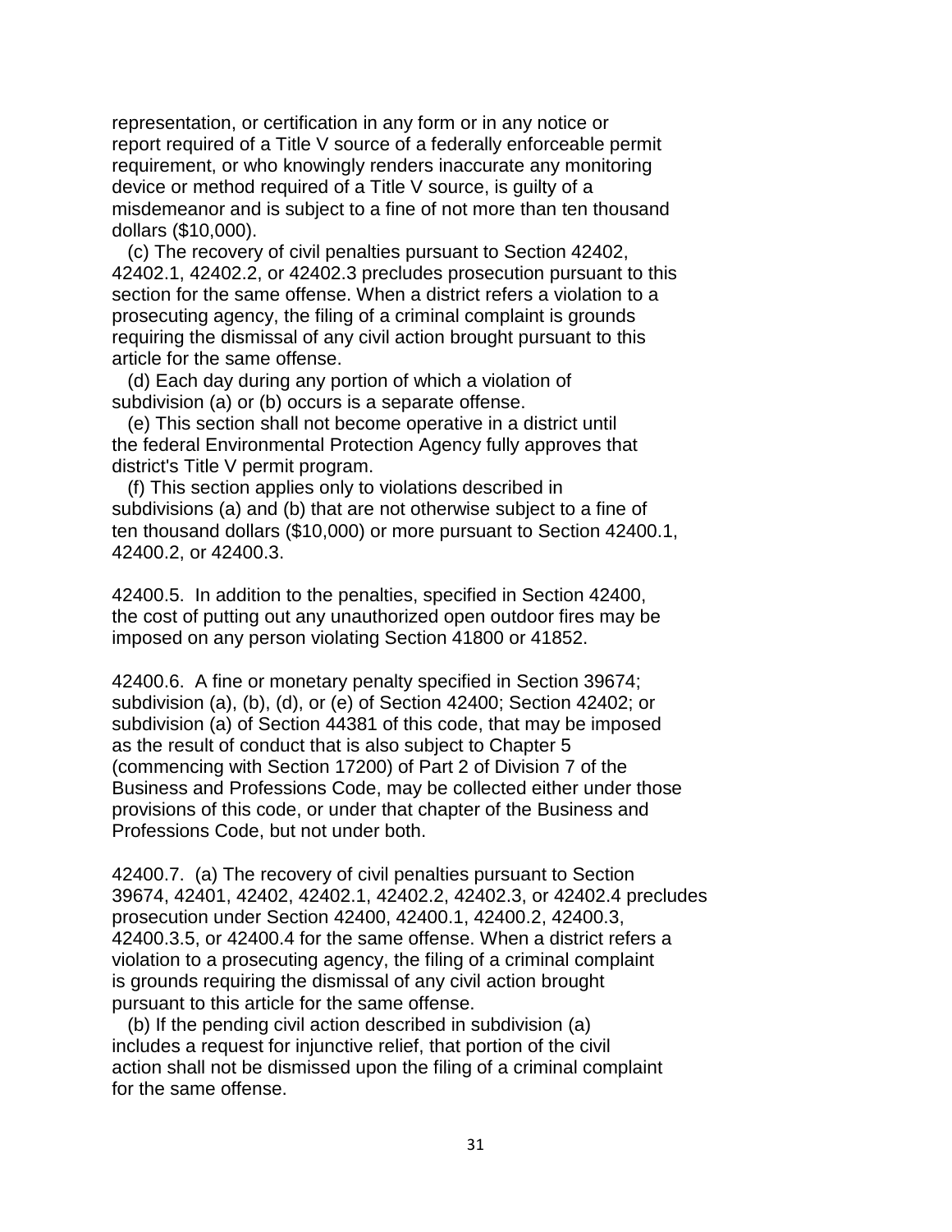representation, or certification in any form or in any notice or report required of a Title V source of a federally enforceable permit requirement, or who knowingly renders inaccurate any monitoring device or method required of a Title V source, is guilty of a misdemeanor and is subject to a fine of not more than ten thousand dollars ($10,000).

(c) The recovery of civil penalties pursuant to Section 42402, 42402.1, 42402.2, or 42402.3 precludes prosecution pursuant to this section for the same offense. When a district refers a violation to a prosecuting agency, the filing of a criminal complaint is grounds requiring the dismissal of any civil action brought pursuant to this article for the same offense.

(d) Each day during any portion of which a violation of subdivision (a) or (b) occurs is a separate offense.

(e) This section shall not become operative in a district until the federal Environmental Protection Agency fully approves that district's Title V permit program.

(f) This section applies only to violations described in subdivisions (a) and (b) that are not otherwise subject to a fine of ten thousand dollars ($10,000) or more pursuant to Section 42400.1, 42400.2, or 42400.3.

42400.5. In addition to the penalties, specified in Section 42400, the cost of putting out any unauthorized open outdoor fires may be imposed on any person violating Section 41800 or 41852.

42400.6. A fine or monetary penalty specified in Section 39674; subdivision (a), (b), (d), or (e) of Section 42400; Section 42402; or subdivision (a) of Section 44381 of this code, that may be imposed as the result of conduct that is also subject to Chapter 5 (commencing with Section 17200) of Part 2 of Division 7 of the Business and Professions Code, may be collected either under those provisions of this code, or under that chapter of the Business and Professions Code, but not under both.

42400.7. (a) The recovery of civil penalties pursuant to Section 39674, 42401, 42402, 42402.1, 42402.2, 42402.3, or 42402.4 precludes prosecution under Section 42400, 42400.1, 42400.2, 42400.3, 42400.3.5, or 42400.4 for the same offense. When a district refers a violation to a prosecuting agency, the filing of a criminal complaint is grounds requiring the dismissal of any civil action brought pursuant to this article for the same offense.

(b) If the pending civil action described in subdivision (a) includes a request for injunctive relief, that portion of the civil action shall not be dismissed upon the filing of a criminal complaint for the same offense.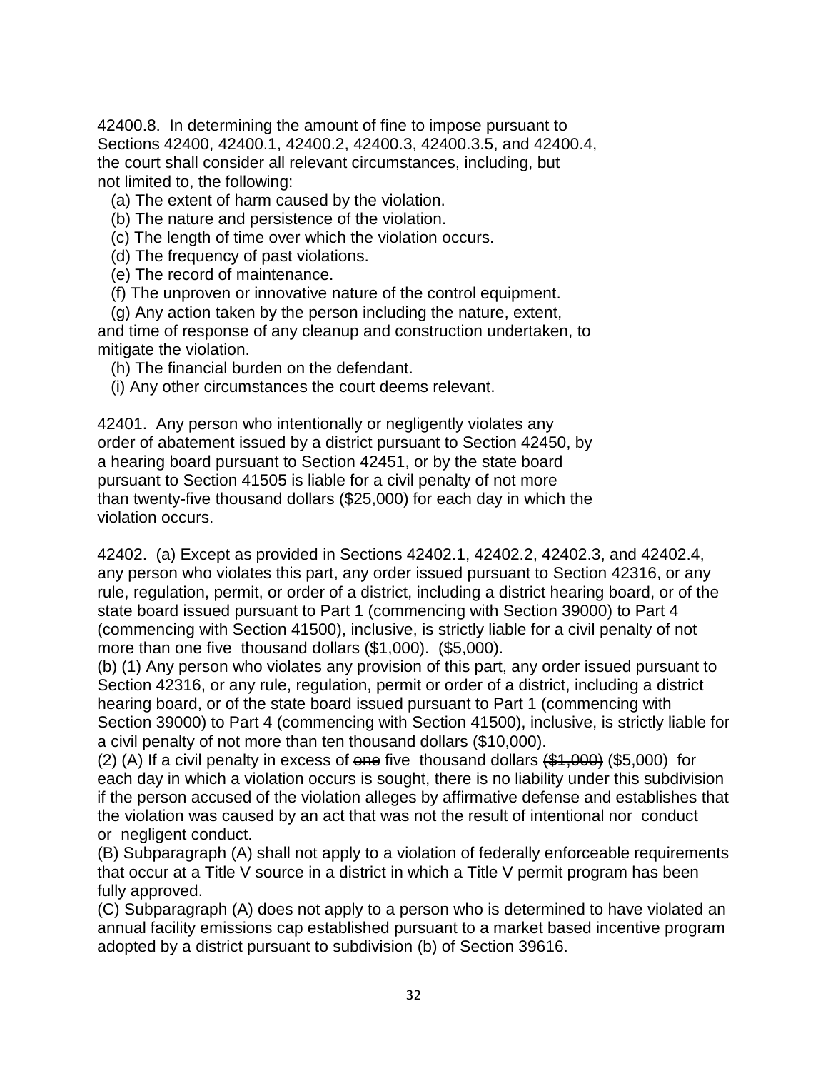42400.8. In determining the amount of fine to impose pursuant to Sections 42400, 42400.1, 42400.2, 42400.3, 42400.3.5, and 42400.4, the court shall consider all relevant circumstances, including, but not limited to, the following:

(a) The extent of harm caused by the violation.

(b) The nature and persistence of the violation.

(c) The length of time over which the violation occurs.

(d) The frequency of past violations.

(e) The record of maintenance.

(f) The unproven or innovative nature of the control equipment.

(g) Any action taken by the person including the nature, extent, and time of response of any cleanup and construction undertaken, to mitigate the violation.

(h) The financial burden on the defendant.

(i) Any other circumstances the court deems relevant.

42401. Any person who intentionally or negligently violates any order of abatement issued by a district pursuant to Section 42450, by a hearing board pursuant to Section 42451, or by the state board pursuant to Section 41505 is liable for a civil penalty of not more than twenty-five thousand dollars ($25,000) for each day in which the violation occurs.

42402. (a) Except as provided in Sections 42402.1, 42402.2, 42402.3, and 42402.4, any person who violates this part, any order issued pursuant to Section 42316, or any rule, regulation, permit, or order of a district, including a district hearing board, or of the state board issued pursuant to Part 1 (commencing with Section 39000) to Part 4 (commencing with Section 41500), inclusive, is strictly liable for a civil penalty of not more than ~~one~~ five thousand dollars ~~($1,000).~~ ($5,000).

(b) (1) Any person who violates any provision of this part, any order issued pursuant to Section 42316, or any rule, regulation, permit or order of a district, including a district hearing board, or of the state board issued pursuant to Part 1 (commencing with Section 39000) to Part 4 (commencing with Section 41500), inclusive, is strictly liable for a civil penalty of not more than ten thousand dollars ($10,000).

(2) (A) If a civil penalty in excess of ~~one~~ five thousand dollars ~~($1,000)~~ ($5,000) for each day in which a violation occurs is sought, there is no liability under this subdivision if the person accused of the violation alleges by affirmative defense and establishes that the violation was caused by an act that was not the result of intentional ~~nor~~ conduct or negligent conduct.

(B) Subparagraph (A) shall not apply to a violation of federally enforceable requirements that occur at a Title V source in a district in which a Title V permit program has been fully approved.

(C) Subparagraph (A) does not apply to a person who is determined to have violated an annual facility emissions cap established pursuant to a market based incentive program adopted by a district pursuant to subdivision (b) of Section 39616.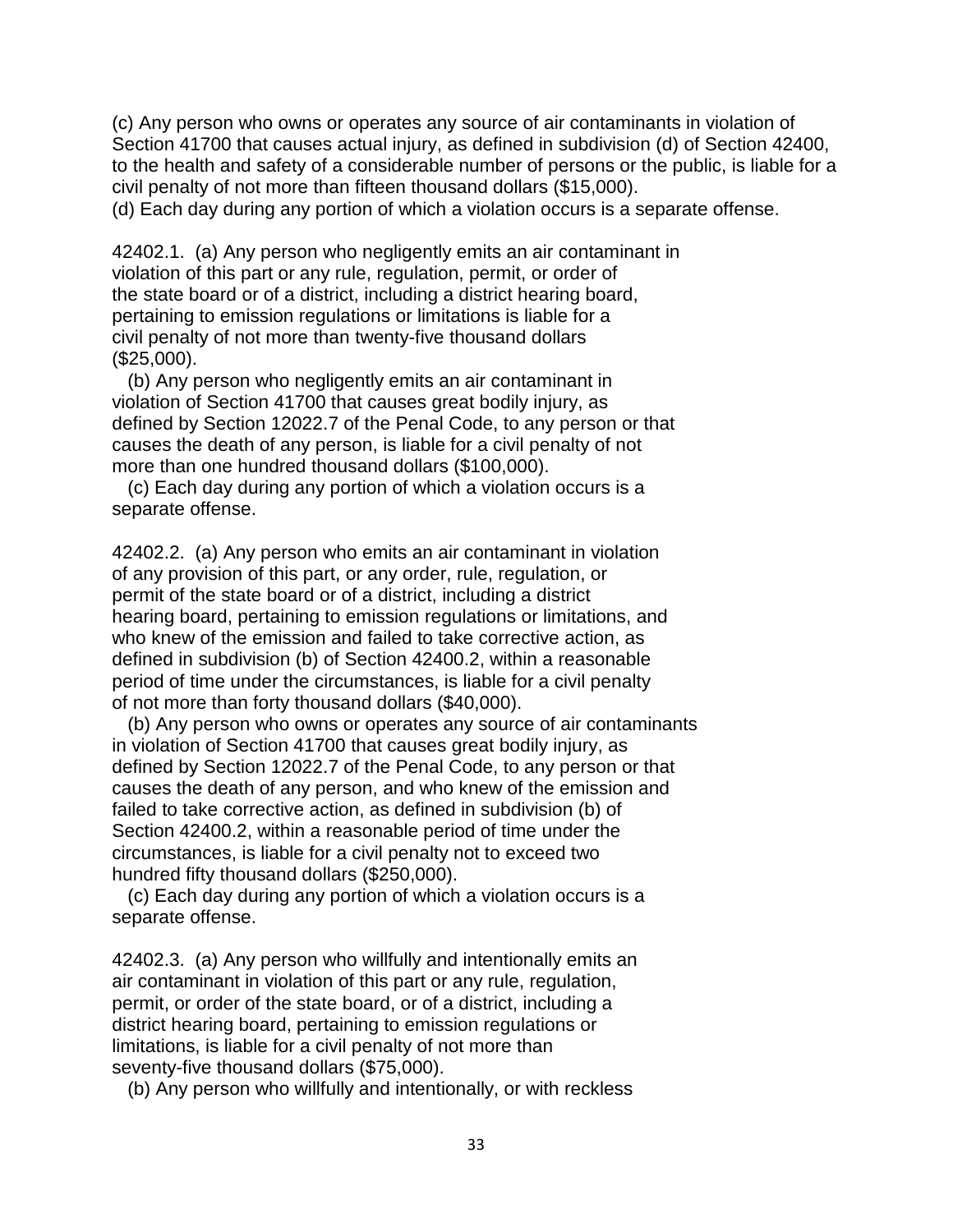(c) Any person who owns or operates any source of air contaminants in violation of Section 41700 that causes actual injury, as defined in subdivision (d) of Section 42400, to the health and safety of a considerable number of persons or the public, is liable for a civil penalty of not more than fifteen thousand dollars ($15,000).

(d) Each day during any portion of which a violation occurs is a separate offense.

42402.1. (a) Any person who negligently emits an air contaminant in violation of this part or any rule, regulation, permit, or order of the state board or of a district, including a district hearing board, pertaining to emission regulations or limitations is liable for a civil penalty of not more than twenty-five thousand dollars ($25,000).

(b) Any person who negligently emits an air contaminant in violation of Section 41700 that causes great bodily injury, as defined by Section 12022.7 of the Penal Code, to any person or that causes the death of any person, is liable for a civil penalty of not more than one hundred thousand dollars ($100,000).

(c) Each day during any portion of which a violation occurs is a separate offense.

42402.2. (a) Any person who emits an air contaminant in violation of any provision of this part, or any order, rule, regulation, or permit of the state board or of a district, including a district hearing board, pertaining to emission regulations or limitations, and who knew of the emission and failed to take corrective action, as defined in subdivision (b) of Section 42400.2, within a reasonable period of time under the circumstances, is liable for a civil penalty of not more than forty thousand dollars ($40,000).

(b) Any person who owns or operates any source of air contaminants in violation of Section 41700 that causes great bodily injury, as defined by Section 12022.7 of the Penal Code, to any person or that causes the death of any person, and who knew of the emission and failed to take corrective action, as defined in subdivision (b) of Section 42400.2, within a reasonable period of time under the circumstances, is liable for a civil penalty not to exceed two hundred fifty thousand dollars ($250,000).

(c) Each day during any portion of which a violation occurs is a separate offense.

42402.3. (a) Any person who willfully and intentionally emits an air contaminant in violation of this part or any rule, regulation, permit, or order of the state board, or of a district, including a district hearing board, pertaining to emission regulations or limitations, is liable for a civil penalty of not more than seventy-five thousand dollars ($75,000).

(b) Any person who willfully and intentionally, or with reckless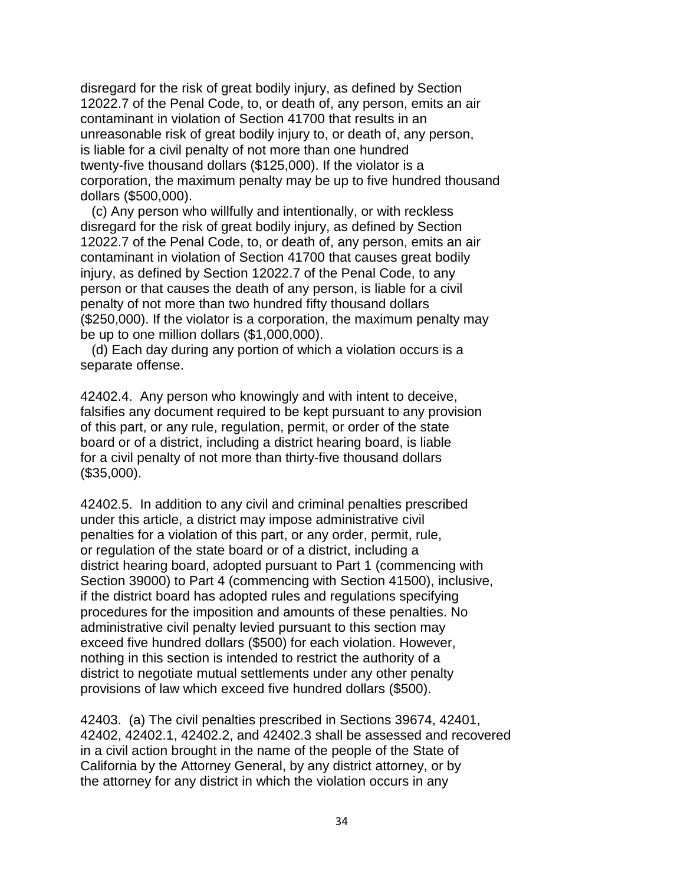disregard for the risk of great bodily injury, as defined by Section 12022.7 of the Penal Code, to, or death of, any person, emits an air contaminant in violation of Section 41700 that results in an unreasonable risk of great bodily injury to, or death of, any person, is liable for a civil penalty of not more than one hundred twenty-five thousand dollars ($125,000). If the violator is a corporation, the maximum penalty may be up to five hundred thousand dollars ($500,000).

(c) Any person who willfully and intentionally, or with reckless disregard for the risk of great bodily injury, as defined by Section 12022.7 of the Penal Code, to, or death of, any person, emits an air contaminant in violation of Section 41700 that causes great bodily injury, as defined by Section 12022.7 of the Penal Code, to any person or that causes the death of any person, is liable for a civil penalty of not more than two hundred fifty thousand dollars ($250,000). If the violator is a corporation, the maximum penalty may be up to one million dollars ($1,000,000).

(d) Each day during any portion of which a violation occurs is a separate offense.

42402.4. Any person who knowingly and with intent to deceive, falsifies any document required to be kept pursuant to any provision of this part, or any rule, regulation, permit, or order of the state board or of a district, including a district hearing board, is liable for a civil penalty of not more than thirty-five thousand dollars ($35,000).

42402.5. In addition to any civil and criminal penalties prescribed under this article, a district may impose administrative civil penalties for a violation of this part, or any order, permit, rule, or regulation of the state board or of a district, including a district hearing board, adopted pursuant to Part 1 (commencing with Section 39000) to Part 4 (commencing with Section 41500), inclusive, if the district board has adopted rules and regulations specifying procedures for the imposition and amounts of these penalties. No administrative civil penalty levied pursuant to this section may exceed five hundred dollars ($500) for each violation. However, nothing in this section is intended to restrict the authority of a district to negotiate mutual settlements under any other penalty provisions of law which exceed five hundred dollars ($500).

42403. (a) The civil penalties prescribed in Sections 39674, 42401, 42402, 42402.1, 42402.2, and 42402.3 shall be assessed and recovered in a civil action brought in the name of the people of the State of California by the Attorney General, by any district attorney, or by the attorney for any district in which the violation occurs in any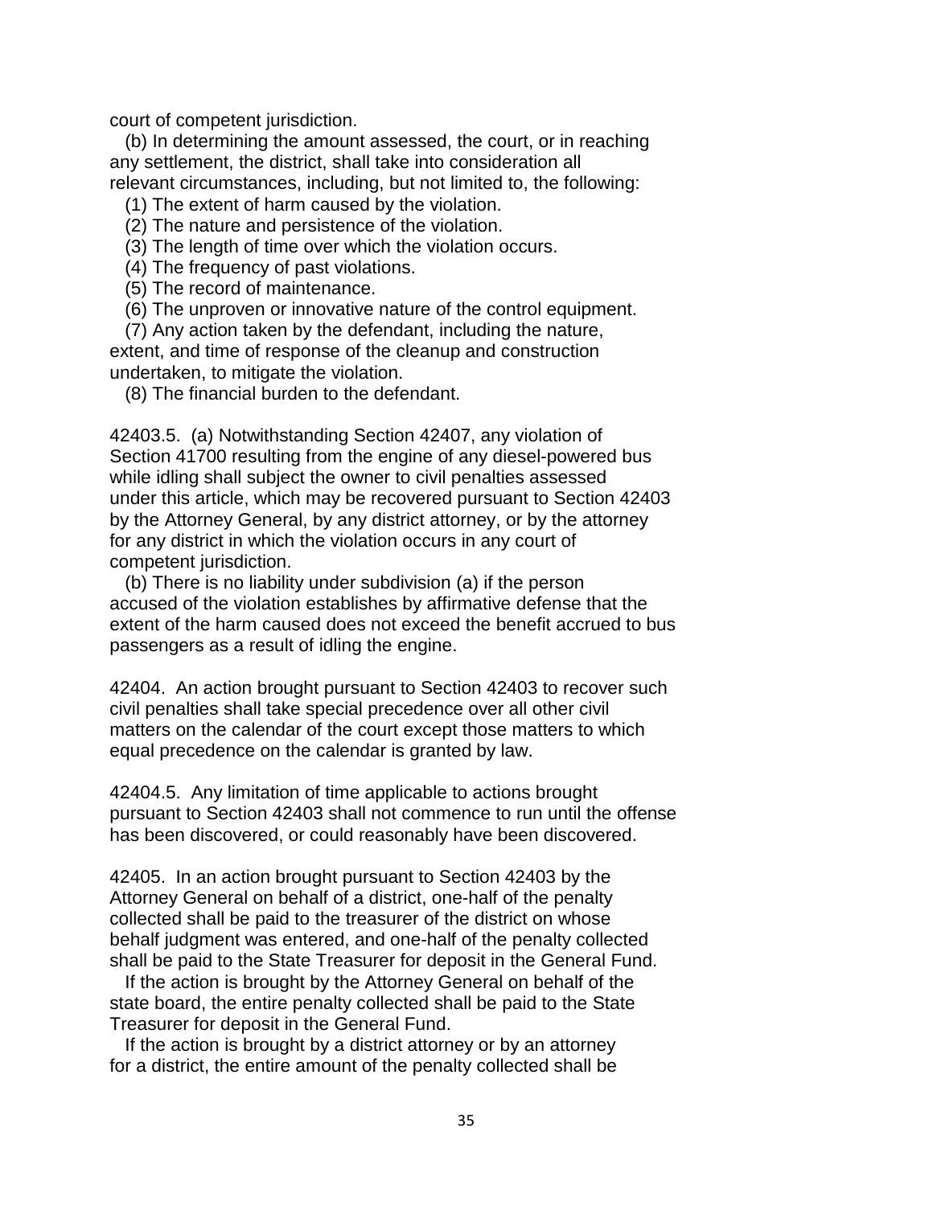court of competent jurisdiction.

(b) In determining the amount assessed, the court, or in reaching any settlement, the district, shall take into consideration all relevant circumstances, including, but not limited to, the following:

(1) The extent of harm caused by the violation.

(2) The nature and persistence of the violation.

(3) The length of time over which the violation occurs.

(4) The frequency of past violations.

(5) The record of maintenance.

(6) The unproven or innovative nature of the control equipment.

(7) Any action taken by the defendant, including the nature, extent, and time of response of the cleanup and construction undertaken, to mitigate the violation.

(8) The financial burden to the defendant.

42403.5. (a) Notwithstanding Section 42407, any violation of Section 41700 resulting from the engine of any diesel-powered bus while idling shall subject the owner to civil penalties assessed under this article, which may be recovered pursuant to Section 42403 by the Attorney General, by any district attorney, or by the attorney for any district in which the violation occurs in any court of competent jurisdiction.

(b) There is no liability under subdivision (a) if the person accused of the violation establishes by affirmative defense that the extent of the harm caused does not exceed the benefit accrued to bus passengers as a result of idling the engine.

42404. An action brought pursuant to Section 42403 to recover such civil penalties shall take special precedence over all other civil matters on the calendar of the court except those matters to which equal precedence on the calendar is granted by law.

42404.5. Any limitation of time applicable to actions brought pursuant to Section 42403 shall not commence to run until the offense has been discovered, or could reasonably have been discovered.

42405. In an action brought pursuant to Section 42403 by the Attorney General on behalf of a district, one-half of the penalty collected shall be paid to the treasurer of the district on whose behalf judgment was entered, and one-half of the penalty collected shall be paid to the State Treasurer for deposit in the General Fund.

If the action is brought by the Attorney General on behalf of the state board, the entire penalty collected shall be paid to the State Treasurer for deposit in the General Fund.

If the action is brought by a district attorney or by an attorney for a district, the entire amount of the penalty collected shall be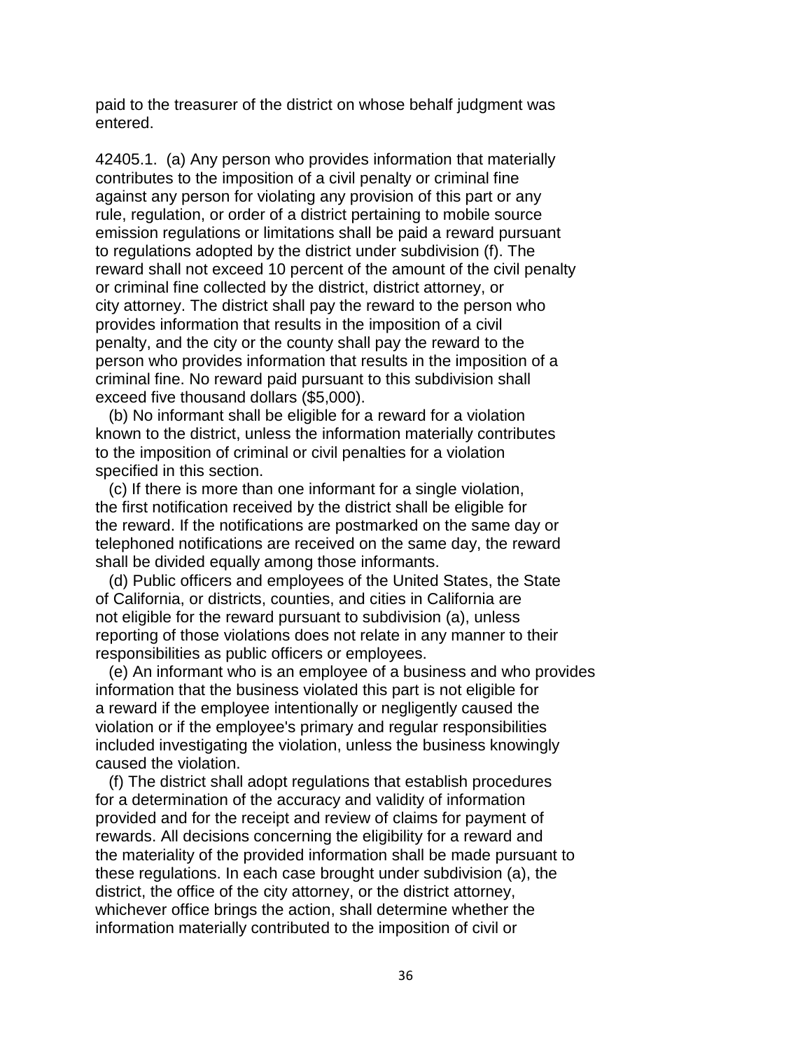paid to the treasurer of the district on whose behalf judgment was entered.

42405.1. (a) Any person who provides information that materially contributes to the imposition of a civil penalty or criminal fine against any person for violating any provision of this part or any rule, regulation, or order of a district pertaining to mobile source emission regulations or limitations shall be paid a reward pursuant to regulations adopted by the district under subdivision (f). The reward shall not exceed 10 percent of the amount of the civil penalty or criminal fine collected by the district, district attorney, or city attorney. The district shall pay the reward to the person who provides information that results in the imposition of a civil penalty, and the city or the county shall pay the reward to the person who provides information that results in the imposition of a criminal fine. No reward paid pursuant to this subdivision shall exceed five thousand dollars ($5,000).

(b) No informant shall be eligible for a reward for a violation known to the district, unless the information materially contributes to the imposition of criminal or civil penalties for a violation specified in this section.

(c) If there is more than one informant for a single violation, the first notification received by the district shall be eligible for the reward. If the notifications are postmarked on the same day or telephoned notifications are received on the same day, the reward shall be divided equally among those informants.

(d) Public officers and employees of the United States, the State of California, or districts, counties, and cities in California are not eligible for the reward pursuant to subdivision (a), unless reporting of those violations does not relate in any manner to their responsibilities as public officers or employees.

(e) An informant who is an employee of a business and who provides information that the business violated this part is not eligible for a reward if the employee intentionally or negligently caused the violation or if the employee's primary and regular responsibilities included investigating the violation, unless the business knowingly caused the violation.

(f) The district shall adopt regulations that establish procedures for a determination of the accuracy and validity of information provided and for the receipt and review of claims for payment of rewards. All decisions concerning the eligibility for a reward and the materiality of the provided information shall be made pursuant to these regulations. In each case brought under subdivision (a), the district, the office of the city attorney, or the district attorney, whichever office brings the action, shall determine whether the information materially contributed to the imposition of civil or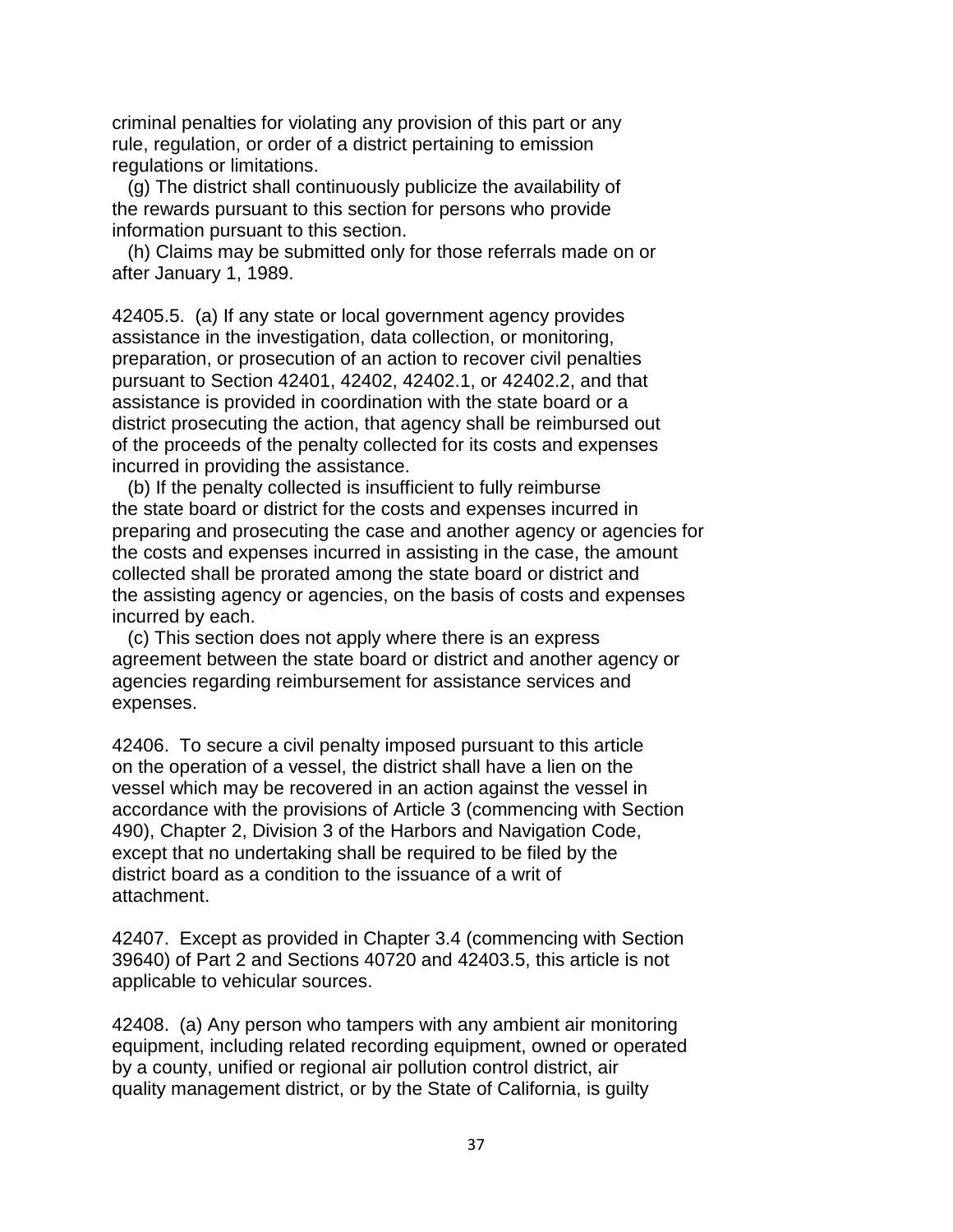criminal penalties for violating any provision of this part or any rule, regulation, or order of a district pertaining to emission regulations or limitations.

(g) The district shall continuously publicize the availability of the rewards pursuant to this section for persons who provide information pursuant to this section.

(h) Claims may be submitted only for those referrals made on or after January 1, 1989.

42405.5. (a) If any state or local government agency provides assistance in the investigation, data collection, or monitoring, preparation, or prosecution of an action to recover civil penalties pursuant to Section 42401, 42402, 42402.1, or 42402.2, and that assistance is provided in coordination with the state board or a district prosecuting the action, that agency shall be reimbursed out of the proceeds of the penalty collected for its costs and expenses incurred in providing the assistance.

(b) If the penalty collected is insufficient to fully reimburse the state board or district for the costs and expenses incurred in preparing and prosecuting the case and another agency or agencies for the costs and expenses incurred in assisting in the case, the amount collected shall be prorated among the state board or district and the assisting agency or agencies, on the basis of costs and expenses incurred by each.

(c) This section does not apply where there is an express agreement between the state board or district and another agency or agencies regarding reimbursement for assistance services and expenses.

42406. To secure a civil penalty imposed pursuant to this article on the operation of a vessel, the district shall have a lien on the vessel which may be recovered in an action against the vessel in accordance with the provisions of Article 3 (commencing with Section 490), Chapter 2, Division 3 of the Harbors and Navigation Code, except that no undertaking shall be required to be filed by the district board as a condition to the issuance of a writ of attachment.

42407. Except as provided in Chapter 3.4 (commencing with Section 39640) of Part 2 and Sections 40720 and 42403.5, this article is not applicable to vehicular sources.

42408. (a) Any person who tampers with any ambient air monitoring equipment, including related recording equipment, owned or operated by a county, unified or regional air pollution control district, air quality management district, or by the State of California, is guilty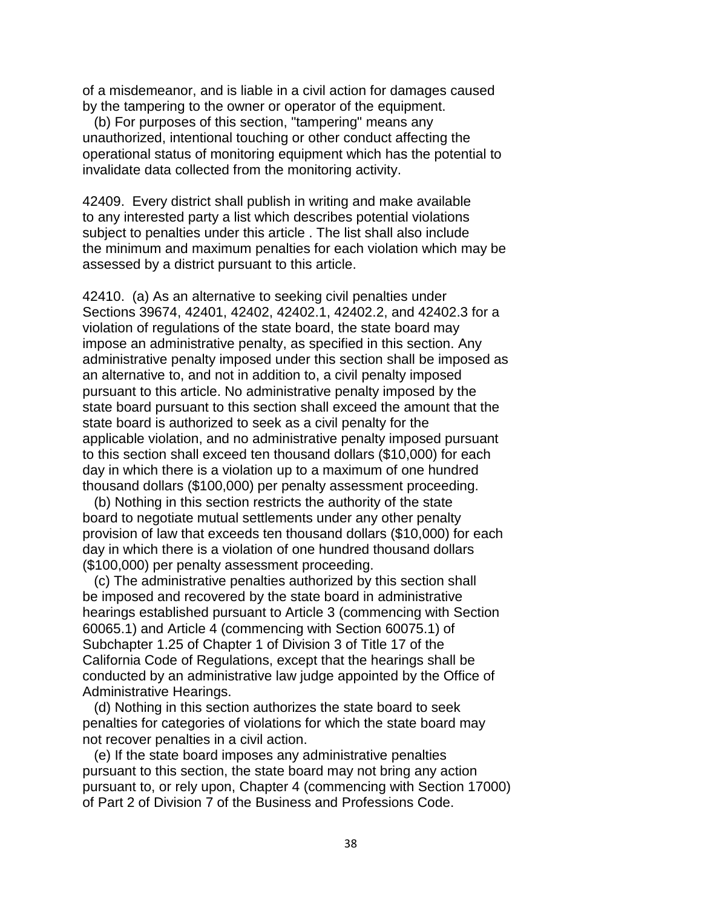of a misdemeanor, and is liable in a civil action for damages caused by the tampering to the owner or operator of the equipment.

(b) For purposes of this section, "tampering" means any unauthorized, intentional touching or other conduct affecting the operational status of monitoring equipment which has the potential to invalidate data collected from the monitoring activity.

42409. Every district shall publish in writing and make available to any interested party a list which describes potential violations subject to penalties under this article . The list shall also include the minimum and maximum penalties for each violation which may be assessed by a district pursuant to this article.

42410. (a) As an alternative to seeking civil penalties under Sections 39674, 42401, 42402, 42402.1, 42402.2, and 42402.3 for a violation of regulations of the state board, the state board may impose an administrative penalty, as specified in this section. Any administrative penalty imposed under this section shall be imposed as an alternative to, and not in addition to, a civil penalty imposed pursuant to this article. No administrative penalty imposed by the state board pursuant to this section shall exceed the amount that the state board is authorized to seek as a civil penalty for the applicable violation, and no administrative penalty imposed pursuant to this section shall exceed ten thousand dollars ($10,000) for each day in which there is a violation up to a maximum of one hundred thousand dollars ($100,000) per penalty assessment proceeding.

(b) Nothing in this section restricts the authority of the state board to negotiate mutual settlements under any other penalty provision of law that exceeds ten thousand dollars ($10,000) for each day in which there is a violation of one hundred thousand dollars ($100,000) per penalty assessment proceeding.

(c) The administrative penalties authorized by this section shall be imposed and recovered by the state board in administrative hearings established pursuant to Article 3 (commencing with Section 60065.1) and Article 4 (commencing with Section 60075.1) of Subchapter 1.25 of Chapter 1 of Division 3 of Title 17 of the California Code of Regulations, except that the hearings shall be conducted by an administrative law judge appointed by the Office of Administrative Hearings.

(d) Nothing in this section authorizes the state board to seek penalties for categories of violations for which the state board may not recover penalties in a civil action.

(e) If the state board imposes any administrative penalties pursuant to this section, the state board may not bring any action pursuant to, or rely upon, Chapter 4 (commencing with Section 17000) of Part 2 of Division 7 of the Business and Professions Code.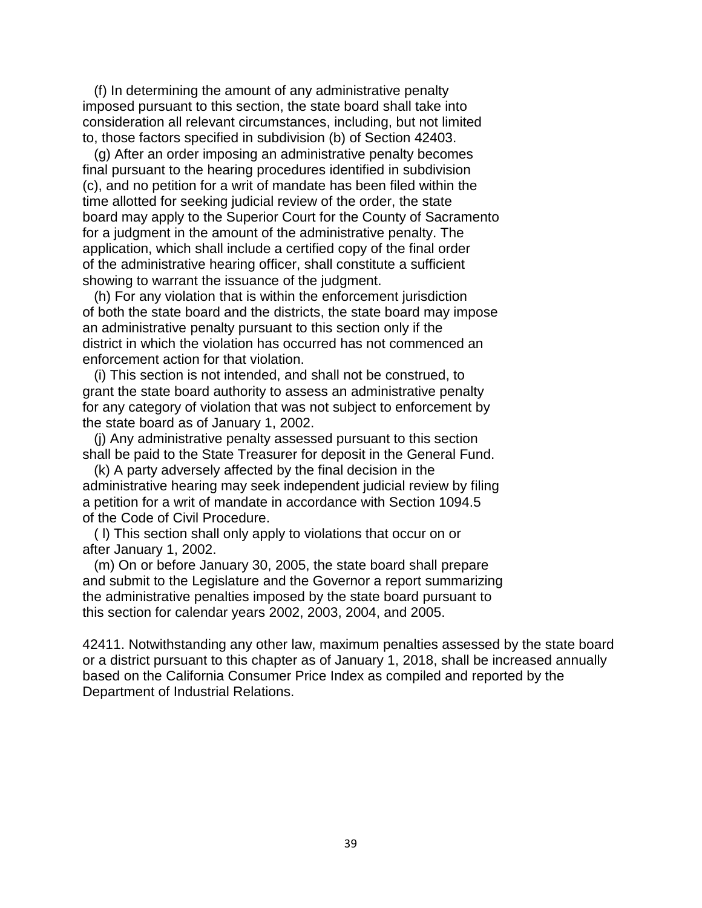(f) In determining the amount of any administrative penalty imposed pursuant to this section, the state board shall take into consideration all relevant circumstances, including, but not limited to, those factors specified in subdivision (b) of Section 42403.

(g) After an order imposing an administrative penalty becomes final pursuant to the hearing procedures identified in subdivision (c), and no petition for a writ of mandate has been filed within the time allotted for seeking judicial review of the order, the state board may apply to the Superior Court for the County of Sacramento for a judgment in the amount of the administrative penalty. The application, which shall include a certified copy of the final order of the administrative hearing officer, shall constitute a sufficient showing to warrant the issuance of the judgment.

(h) For any violation that is within the enforcement jurisdiction of both the state board and the districts, the state board may impose an administrative penalty pursuant to this section only if the district in which the violation has occurred has not commenced an enforcement action for that violation.

(i) This section is not intended, and shall not be construed, to grant the state board authority to assess an administrative penalty for any category of violation that was not subject to enforcement by the state board as of January 1, 2002.

(j) Any administrative penalty assessed pursuant to this section shall be paid to the State Treasurer for deposit in the General Fund.

(k) A party adversely affected by the final decision in the administrative hearing may seek independent judicial review by filing a petition for a writ of mandate in accordance with Section 1094.5 of the Code of Civil Procedure.

( l) This section shall only apply to violations that occur on or after January 1, 2002.

(m) On or before January 30, 2005, the state board shall prepare and submit to the Legislature and the Governor a report summarizing the administrative penalties imposed by the state board pursuant to this section for calendar years 2002, 2003, 2004, and 2005.

42411. Notwithstanding any other law, maximum penalties assessed by the state board or a district pursuant to this chapter as of January 1, 2018, shall be increased annually based on the California Consumer Price Index as compiled and reported by the Department of Industrial Relations.